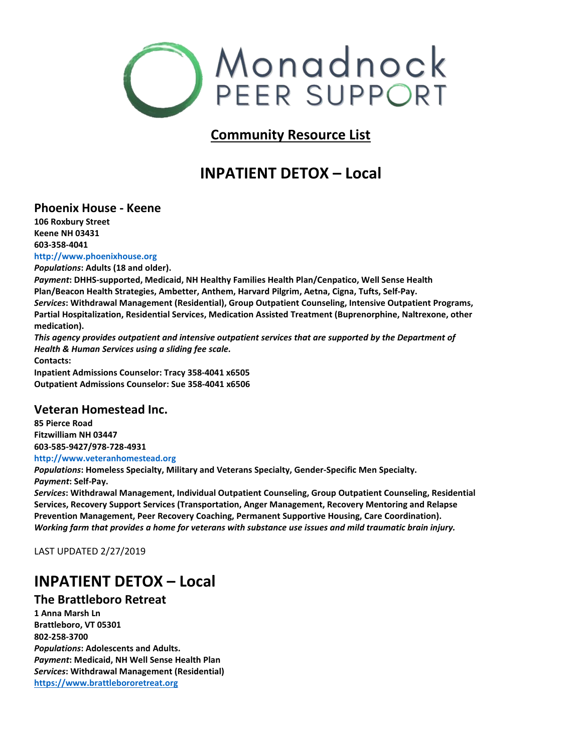# Monadnock PEER SUPPORT

## Community Resource List

# INPATIENT DETOX – Local

### Phoenix House - Keene

**106 Roxbury Street**
**Keene NH 03431**
**603-358-4041**
http://www.phoenixhouse.org
***Populations*: Adults (18 and older).**
***Payment*: DHHS-supported, Medicaid, NH Healthy Families Health Plan/Cenpatico, Well Sense Health Plan/Beacon Health Strategies, Ambetter, Anthem, Harvard Pilgrim, Aetna, Cigna, Tufts, Self-Pay.**
***Services*: Withdrawal Management (Residential), Group Outpatient Counseling, Intensive Outpatient Programs, Partial Hospitalization, Residential Services, Medication Assisted Treatment (Buprenorphine, Naltrexone, other medication).**
***This agency provides outpatient and intensive outpatient services that are supported by the Department of Health & Human Services using a sliding fee scale.***
**Contacts:**
**Inpatient Admissions Counselor: Tracy 358-4041 x6505**
**Outpatient Admissions Counselor: Sue 358-4041 x6506**

### Veteran Homestead Inc.

**85 Pierce Road**
**Fitzwilliam NH 03447**
**603-585-9427/978-728-4931**
http://www.veteranhomestead.org
***Populations*: Homeless Specialty, Military and Veterans Specialty, Gender-Specific Men Specialty.**
***Payment*: Self-Pay.**
***Services*: Withdrawal Management, Individual Outpatient Counseling, Group Outpatient Counseling, Residential Services, Recovery Support Services (Transportation, Anger Management, Recovery Mentoring and Relapse Prevention Management, Peer Recovery Coaching, Permanent Supportive Housing, Care Coordination).**
***Working farm that provides a home for veterans with substance use issues and mild traumatic brain injury.***

LAST UPDATED 2/27/2019

# INPATIENT DETOX – Local

### The Brattleboro Retreat

**1 Anna Marsh Ln**
**Brattleboro, VT 05301**
**802-258-3700**
***Populations*: Adolescents and Adults.**
***Payment*: Medicaid, NH Well Sense Health Plan**
***Services*: Withdrawal Management (Residential)**
https://www.brattlebororetreat.org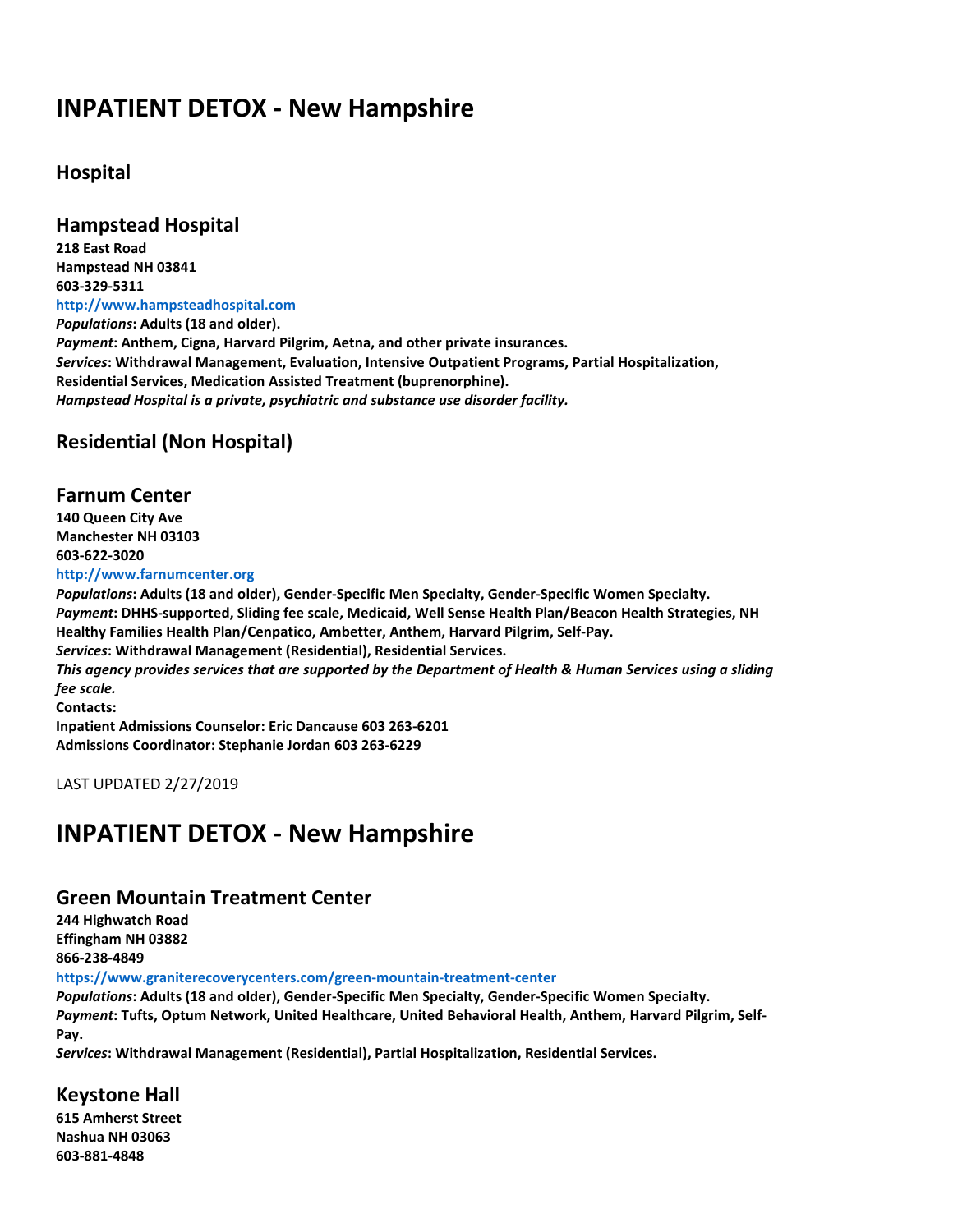# INPATIENT DETOX - New Hampshire

## Hospital

### Hampstead Hospital

**218 East Road**
**Hampstead NH 03841**
**603-329-5311**
**http://www.hampsteadhospital.com**
***Populations*: Adults (18 and older).**
***Payment*: Anthem, Cigna, Harvard Pilgrim, Aetna, and other private insurances.**
***Services*: Withdrawal Management, Evaluation, Intensive Outpatient Programs, Partial Hospitalization, Residential Services, Medication Assisted Treatment (buprenorphine).**
***Hampstead Hospital is a private, psychiatric and substance use disorder facility.***

## Residential (Non Hospital)

### Farnum Center

**140 Queen City Ave**
**Manchester NH 03103**
**603-622-3020**
**http://www.farnumcenter.org**
***Populations*: Adults (18 and older), Gender-Specific Men Specialty, Gender-Specific Women Specialty.**
***Payment*: DHHS-supported, Sliding fee scale, Medicaid, Well Sense Health Plan/Beacon Health Strategies, NH Healthy Families Health Plan/Cenpatico, Ambetter, Anthem, Harvard Pilgrim, Self-Pay.**
***Services*: Withdrawal Management (Residential), Residential Services.**
***This agency provides services that are supported by the Department of Health & Human Services using a sliding fee scale.***
**Contacts:**
**Inpatient Admissions Counselor: Eric Dancause 603 263-6201**
**Admissions Coordinator: Stephanie Jordan 603 263-6229**

LAST UPDATED 2/27/2019

# INPATIENT DETOX - New Hampshire

### Green Mountain Treatment Center

**244 Highwatch Road**
**Effingham NH 03882**
**866-238-4849**
**https://www.graniterecoverycenters.com/green-mountain-treatment-center**
***Populations*: Adults (18 and older), Gender-Specific Men Specialty, Gender-Specific Women Specialty.**
***Payment*: Tufts, Optum Network, United Healthcare, United Behavioral Health, Anthem, Harvard Pilgrim, Self-Pay.**
***Services*: Withdrawal Management (Residential), Partial Hospitalization, Residential Services.**

### Keystone Hall

**615 Amherst Street**
**Nashua NH 03063**
**603-881-4848**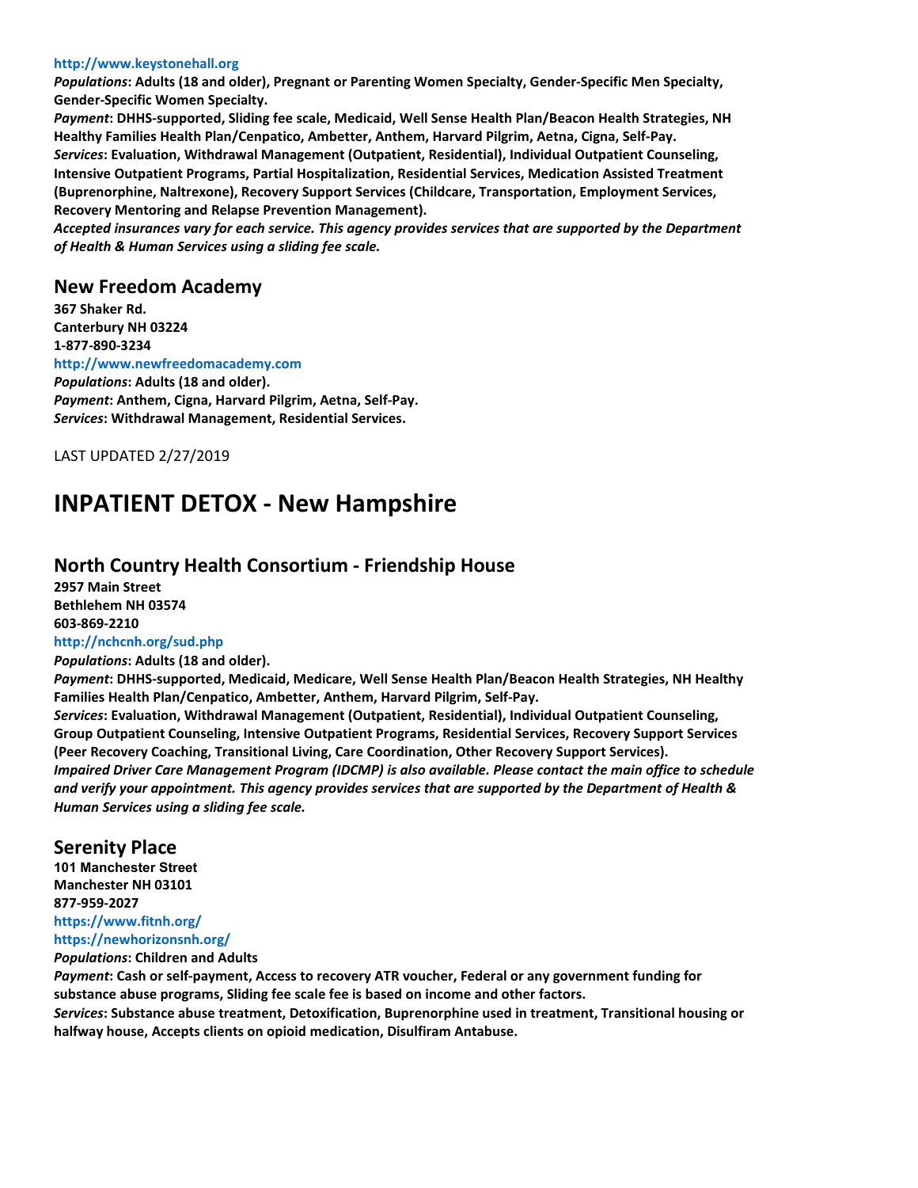**http://www.keystonehall.org**
***Populations*: Adults (18 and older), Pregnant or Parenting Women Specialty, Gender-Specific Men Specialty, Gender-Specific Women Specialty.**
***Payment*: DHHS-supported, Sliding fee scale, Medicaid, Well Sense Health Plan/Beacon Health Strategies, NH Healthy Families Health Plan/Cenpatico, Ambetter, Anthem, Harvard Pilgrim, Aetna, Cigna, Self-Pay.**
***Services*: Evaluation, Withdrawal Management (Outpatient, Residential), Individual Outpatient Counseling, Intensive Outpatient Programs, Partial Hospitalization, Residential Services, Medication Assisted Treatment (Buprenorphine, Naltrexone), Recovery Support Services (Childcare, Transportation, Employment Services, Recovery Mentoring and Relapse Prevention Management).**
***Accepted insurances vary for each service. This agency provides services that are supported by the Department of Health & Human Services using a sliding fee scale.***

## New Freedom Academy

**367 Shaker Rd.**
**Canterbury NH 03224**
**1-877-890-3234**
**http://www.newfreedomacademy.com**
***Populations*: Adults (18 and older).**
***Payment*: Anthem, Cigna, Harvard Pilgrim, Aetna, Self-Pay.**
***Services*: Withdrawal Management, Residential Services.**

LAST UPDATED 2/27/2019

# INPATIENT DETOX - New Hampshire

## North Country Health Consortium - Friendship House

**2957 Main Street**
**Bethlehem NH 03574**
**603-869-2210**
**http://nchcnh.org/sud.php**
***Populations*: Adults (18 and older).**
***Payment*: DHHS-supported, Medicaid, Medicare, Well Sense Health Plan/Beacon Health Strategies, NH Healthy Families Health Plan/Cenpatico, Ambetter, Anthem, Harvard Pilgrim, Self-Pay.**
***Services*: Evaluation, Withdrawal Management (Outpatient, Residential), Individual Outpatient Counseling, Group Outpatient Counseling, Intensive Outpatient Programs, Residential Services, Recovery Support Services (Peer Recovery Coaching, Transitional Living, Care Coordination, Other Recovery Support Services).**
***Impaired Driver Care Management Program (IDCMP) is also available. Please contact the main office to schedule and verify your appointment. This agency provides services that are supported by the Department of Health & Human Services using a sliding fee scale.***

## Serenity Place

**101 Manchester Street**
**Manchester NH 03101**
**877-959-2027**
**https://www.fitnh.org/**
**https://newhorizonsnh.org/**
***Populations*: Children and Adults**
***Payment*: Cash or self-payment, Access to recovery ATR voucher, Federal or any government funding for substance abuse programs, Sliding fee scale fee is based on income and other factors.**
***Services*: Substance abuse treatment, Detoxification, Buprenorphine used in treatment, Transitional housing or halfway house, Accepts clients on opioid medication, Disulfiram Antabuse.**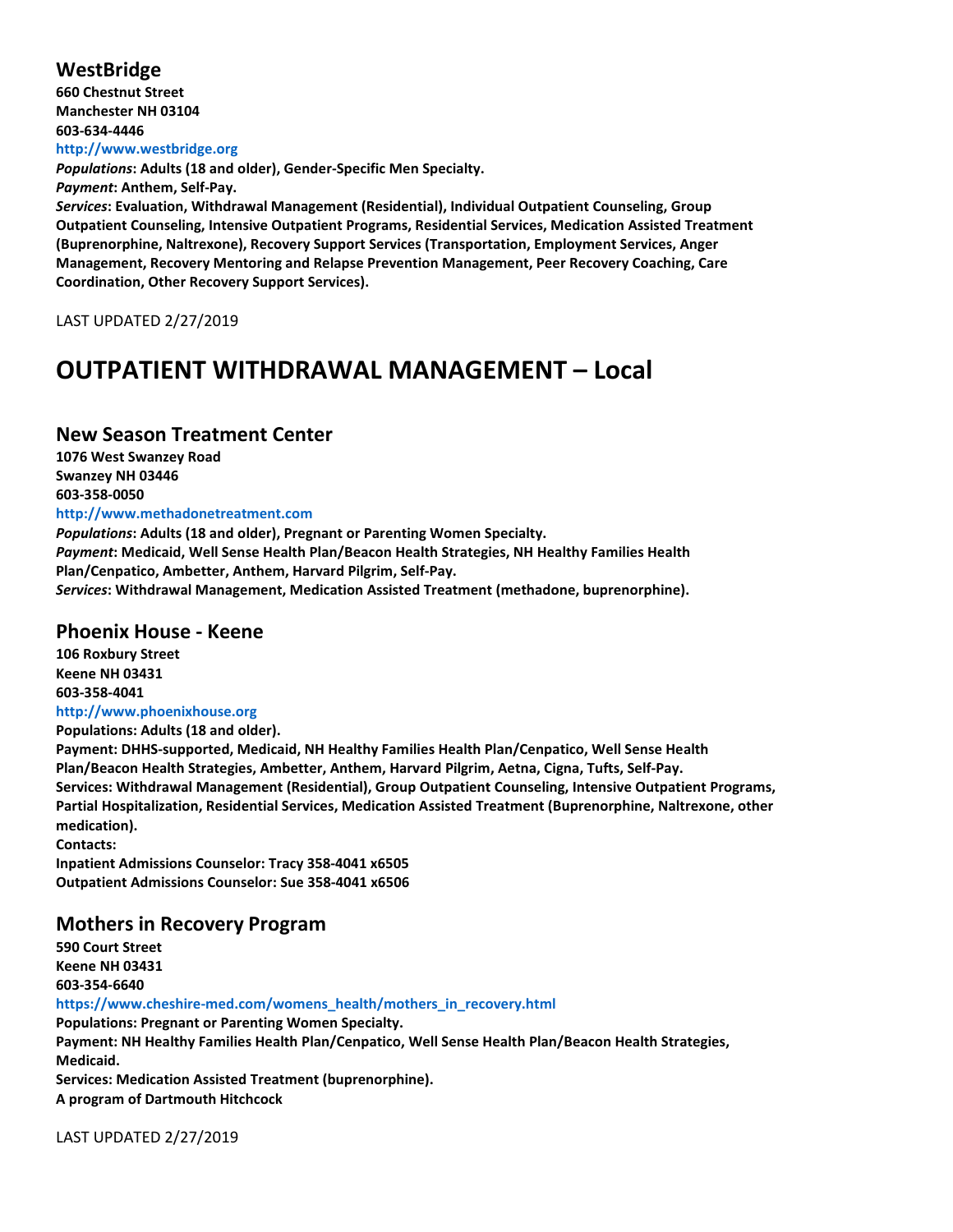## WestBridge

**660 Chestnut Street**
**Manchester NH 03104**
**603-634-4446**
**http://www.westbridge.org**

***Populations*: Adults (18 and older), Gender-Specific Men Specialty.**
***Payment*: Anthem, Self-Pay.**
***Services*: Evaluation, Withdrawal Management (Residential), Individual Outpatient Counseling, Group Outpatient Counseling, Intensive Outpatient Programs, Residential Services, Medication Assisted Treatment (Buprenorphine, Naltrexone), Recovery Support Services (Transportation, Employment Services, Anger Management, Recovery Mentoring and Relapse Prevention Management, Peer Recovery Coaching, Care Coordination, Other Recovery Support Services).**

LAST UPDATED 2/27/2019

# OUTPATIENT WITHDRAWAL MANAGEMENT – Local

## New Season Treatment Center

**1076 West Swanzey Road**
**Swanzey NH 03446**
**603-358-0050**
**http://www.methadonetreatment.com**

***Populations*: Adults (18 and older), Pregnant or Parenting Women Specialty.**
***Payment*: Medicaid, Well Sense Health Plan/Beacon Health Strategies, NH Healthy Families Health Plan/Cenpatico, Ambetter, Anthem, Harvard Pilgrim, Self-Pay.**
***Services*: Withdrawal Management, Medication Assisted Treatment (methadone, buprenorphine).**

## Phoenix House - Keene

**106 Roxbury Street**
**Keene NH 03431**
**603-358-4041**
**http://www.phoenixhouse.org**

**Populations: Adults (18 and older).**
**Payment: DHHS-supported, Medicaid, NH Healthy Families Health Plan/Cenpatico, Well Sense Health Plan/Beacon Health Strategies, Ambetter, Anthem, Harvard Pilgrim, Aetna, Cigna, Tufts, Self-Pay.**
**Services: Withdrawal Management (Residential), Group Outpatient Counseling, Intensive Outpatient Programs, Partial Hospitalization, Residential Services, Medication Assisted Treatment (Buprenorphine, Naltrexone, other medication).**
**Contacts:**
**Inpatient Admissions Counselor: Tracy 358-4041 x6505**
**Outpatient Admissions Counselor: Sue 358-4041 x6506**

## Mothers in Recovery Program

**590 Court Street**
**Keene NH 03431**
**603-354-6640**
**https://www.cheshire-med.com/womens_health/mothers_in_recovery.html**

**Populations: Pregnant or Parenting Women Specialty.**
**Payment: NH Healthy Families Health Plan/Cenpatico, Well Sense Health Plan/Beacon Health Strategies, Medicaid.**
**Services: Medication Assisted Treatment (buprenorphine).**
**A program of Dartmouth Hitchcock**

LAST UPDATED 2/27/2019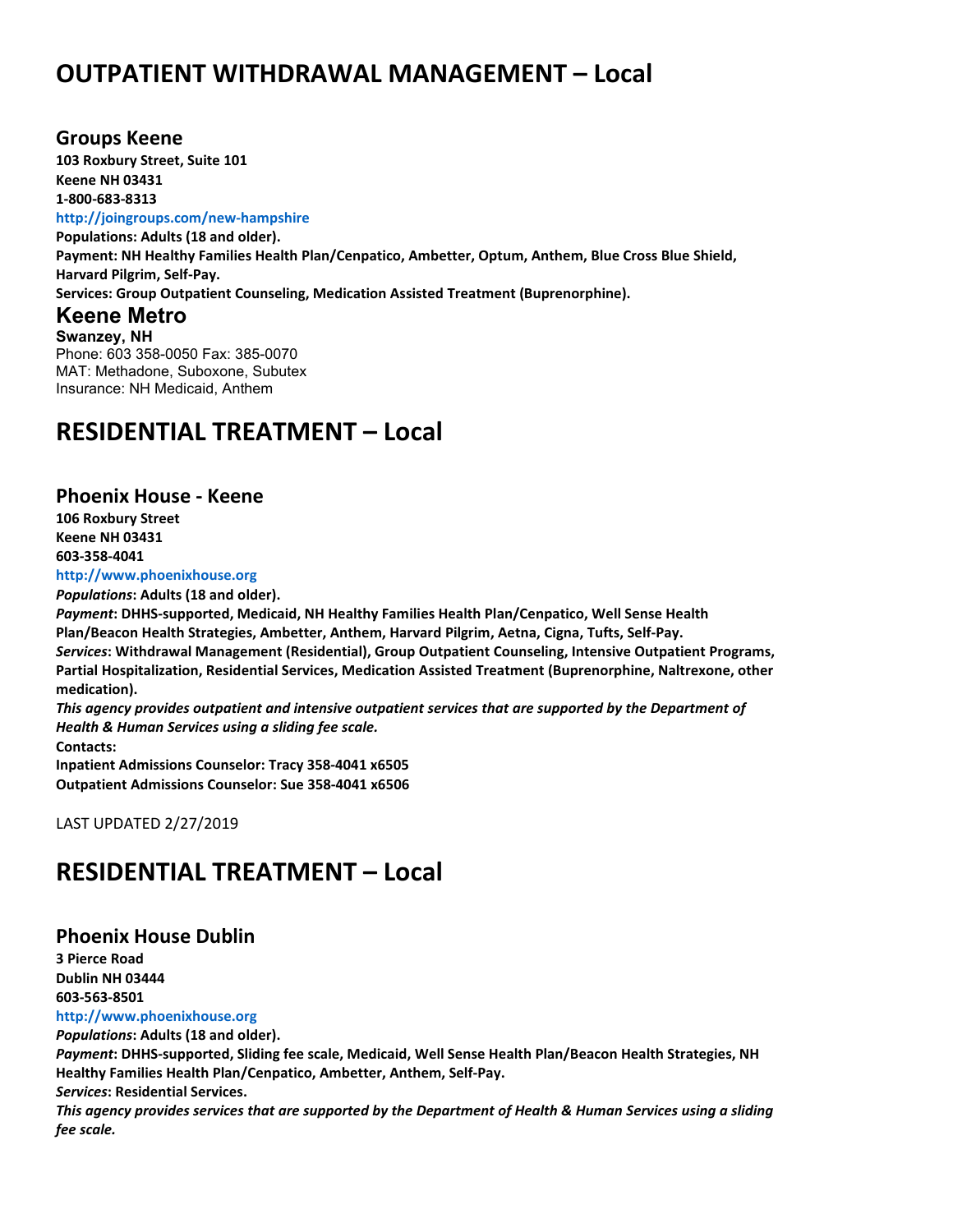# OUTPATIENT WITHDRAWAL MANAGEMENT – Local

## Groups Keene

**103 Roxbury Street, Suite 101**
**Keene NH 03431**
**1-800-683-8313**
**http://joingroups.com/new-hampshire**
**Populations: Adults (18 and older).**
**Payment: NH Healthy Families Health Plan/Cenpatico, Ambetter, Optum, Anthem, Blue Cross Blue Shield, Harvard Pilgrim, Self-Pay.**
**Services: Group Outpatient Counseling, Medication Assisted Treatment (Buprenorphine).**

## Keene Metro

**Swanzey, NH**
Phone: 603 358-0050 Fax: 385-0070
MAT: Methadone, Suboxone, Subutex
Insurance: NH Medicaid, Anthem

# RESIDENTIAL TREATMENT – Local

## Phoenix House - Keene

**106 Roxbury Street**
**Keene NH 03431**
**603-358-4041**
**http://www.phoenixhouse.org**
***Populations*: Adults (18 and older).**
***Payment*: DHHS-supported, Medicaid, NH Healthy Families Health Plan/Cenpatico, Well Sense Health Plan/Beacon Health Strategies, Ambetter, Anthem, Harvard Pilgrim, Aetna, Cigna, Tufts, Self-Pay.**
***Services*: Withdrawal Management (Residential), Group Outpatient Counseling, Intensive Outpatient Programs, Partial Hospitalization, Residential Services, Medication Assisted Treatment (Buprenorphine, Naltrexone, other medication).**
***This agency provides outpatient and intensive outpatient services that are supported by the Department of Health & Human Services using a sliding fee scale.***
**Contacts:**
**Inpatient Admissions Counselor: Tracy 358-4041 x6505**
**Outpatient Admissions Counselor: Sue 358-4041 x6506**

LAST UPDATED 2/27/2019

# RESIDENTIAL TREATMENT – Local

## Phoenix House Dublin

**3 Pierce Road**
**Dublin NH 03444**
**603-563-8501**
**http://www.phoenixhouse.org**
***Populations*: Adults (18 and older).**
***Payment*: DHHS-supported, Sliding fee scale, Medicaid, Well Sense Health Plan/Beacon Health Strategies, NH Healthy Families Health Plan/Cenpatico, Ambetter, Anthem, Self-Pay.**
***Services*: Residential Services.**
***This agency provides services that are supported by the Department of Health & Human Services using a sliding fee scale.***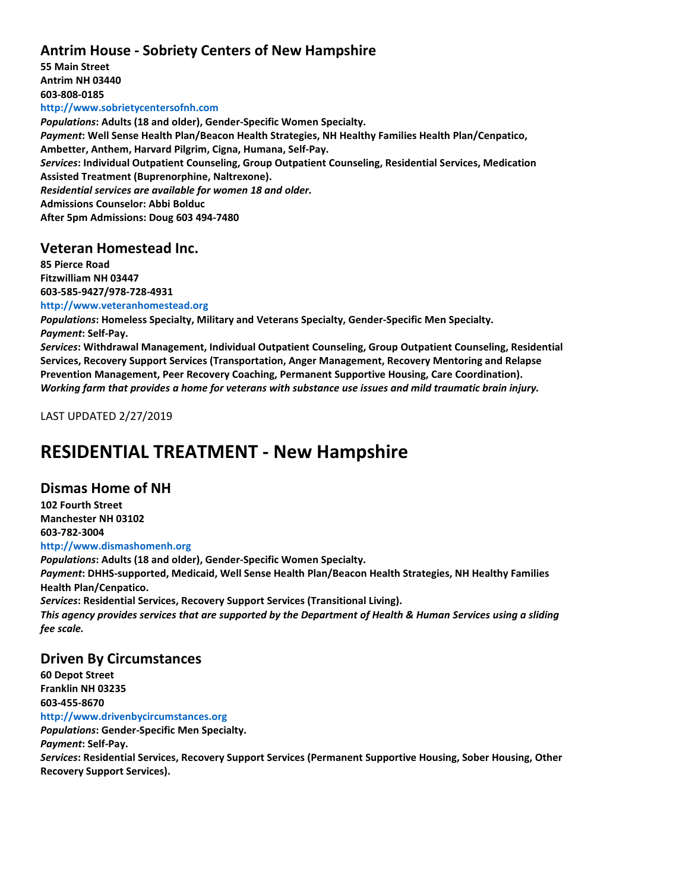### Antrim House - Sobriety Centers of New Hampshire

**55 Main Street**
**Antrim NH 03440**
**603-808-0185**
http://www.sobrietycentersofnh.com

***Populations*: Adults (18 and older), Gender-Specific Women Specialty.**
***Payment*: Well Sense Health Plan/Beacon Health Strategies, NH Healthy Families Health Plan/Cenpatico, Ambetter, Anthem, Harvard Pilgrim, Cigna, Humana, Self-Pay.**
***Services*: Individual Outpatient Counseling, Group Outpatient Counseling, Residential Services, Medication Assisted Treatment (Buprenorphine, Naltrexone).**
***Residential services are available for women 18 and older.***
**Admissions Counselor: Abbi Bolduc**
**After 5pm Admissions: Doug 603 494-7480**

### Veteran Homestead Inc.

**85 Pierce Road**
**Fitzwilliam NH 03447**
**603-585-9427/978-728-4931**
http://www.veteranhomestead.org

***Populations*: Homeless Specialty, Military and Veterans Specialty, Gender-Specific Men Specialty.**
***Payment*: Self-Pay.**
***Services*: Withdrawal Management, Individual Outpatient Counseling, Group Outpatient Counseling, Residential Services, Recovery Support Services (Transportation, Anger Management, Recovery Mentoring and Relapse Prevention Management, Peer Recovery Coaching, Permanent Supportive Housing, Care Coordination).**
***Working farm that provides a home for veterans with substance use issues and mild traumatic brain injury.***

LAST UPDATED 2/27/2019

# RESIDENTIAL TREATMENT - New Hampshire

### Dismas Home of NH

**102 Fourth Street**
**Manchester NH 03102**
**603-782-3004**
http://www.dismashomenh.org

***Populations*: Adults (18 and older), Gender-Specific Women Specialty.**
***Payment*: DHHS-supported, Medicaid, Well Sense Health Plan/Beacon Health Strategies, NH Healthy Families Health Plan/Cenpatico.**
***Services*: Residential Services, Recovery Support Services (Transitional Living).**
***This agency provides services that are supported by the Department of Health & Human Services using a sliding fee scale.***

### Driven By Circumstances

**60 Depot Street**
**Franklin NH 03235**
**603-455-8670**
http://www.drivenbycircumstances.org

***Populations*: Gender-Specific Men Specialty.**
***Payment*: Self-Pay.**
***Services*: Residential Services, Recovery Support Services (Permanent Supportive Housing, Sober Housing, Other Recovery Support Services).**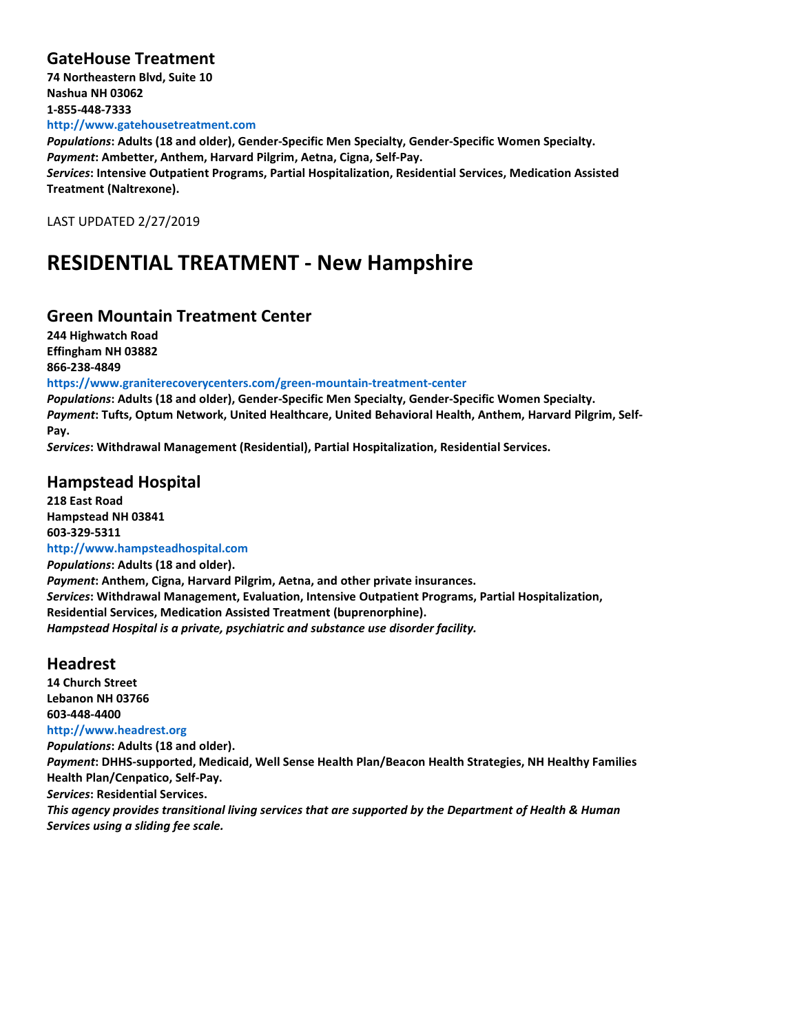## GateHouse Treatment

**74 Northeastern Blvd, Suite 10**
**Nashua NH 03062**
**1-855-448-7333**
**http://www.gatehousetreatment.com**
***Populations*: Adults (18 and older), Gender-Specific Men Specialty, Gender-Specific Women Specialty.**
***Payment*: Ambetter, Anthem, Harvard Pilgrim, Aetna, Cigna, Self-Pay.**
***Services*: Intensive Outpatient Programs, Partial Hospitalization, Residential Services, Medication Assisted Treatment (Naltrexone).**

LAST UPDATED 2/27/2019

# RESIDENTIAL TREATMENT - New Hampshire

## Green Mountain Treatment Center

**244 Highwatch Road**
**Effingham NH 03882**
**866-238-4849**
**https://www.graniterecoverycenters.com/green-mountain-treatment-center**
***Populations*: Adults (18 and older), Gender-Specific Men Specialty, Gender-Specific Women Specialty.**
***Payment*: Tufts, Optum Network, United Healthcare, United Behavioral Health, Anthem, Harvard Pilgrim, Self-Pay.**
***Services*: Withdrawal Management (Residential), Partial Hospitalization, Residential Services.**

## Hampstead Hospital

**218 East Road**
**Hampstead NH 03841**
**603-329-5311**
**http://www.hampsteadhospital.com**
***Populations*: Adults (18 and older).**
***Payment*: Anthem, Cigna, Harvard Pilgrim, Aetna, and other private insurances.**
***Services*: Withdrawal Management, Evaluation, Intensive Outpatient Programs, Partial Hospitalization, Residential Services, Medication Assisted Treatment (buprenorphine).**
***Hampstead Hospital is a private, psychiatric and substance use disorder facility.***

## Headrest

**14 Church Street**
**Lebanon NH 03766**
**603-448-4400**
**http://www.headrest.org**
***Populations*: Adults (18 and older).**
***Payment*: DHHS-supported, Medicaid, Well Sense Health Plan/Beacon Health Strategies, NH Healthy Families Health Plan/Cenpatico, Self-Pay.**
***Services*: Residential Services.**
***This agency provides transitional living services that are supported by the Department of Health & Human Services using a sliding fee scale.***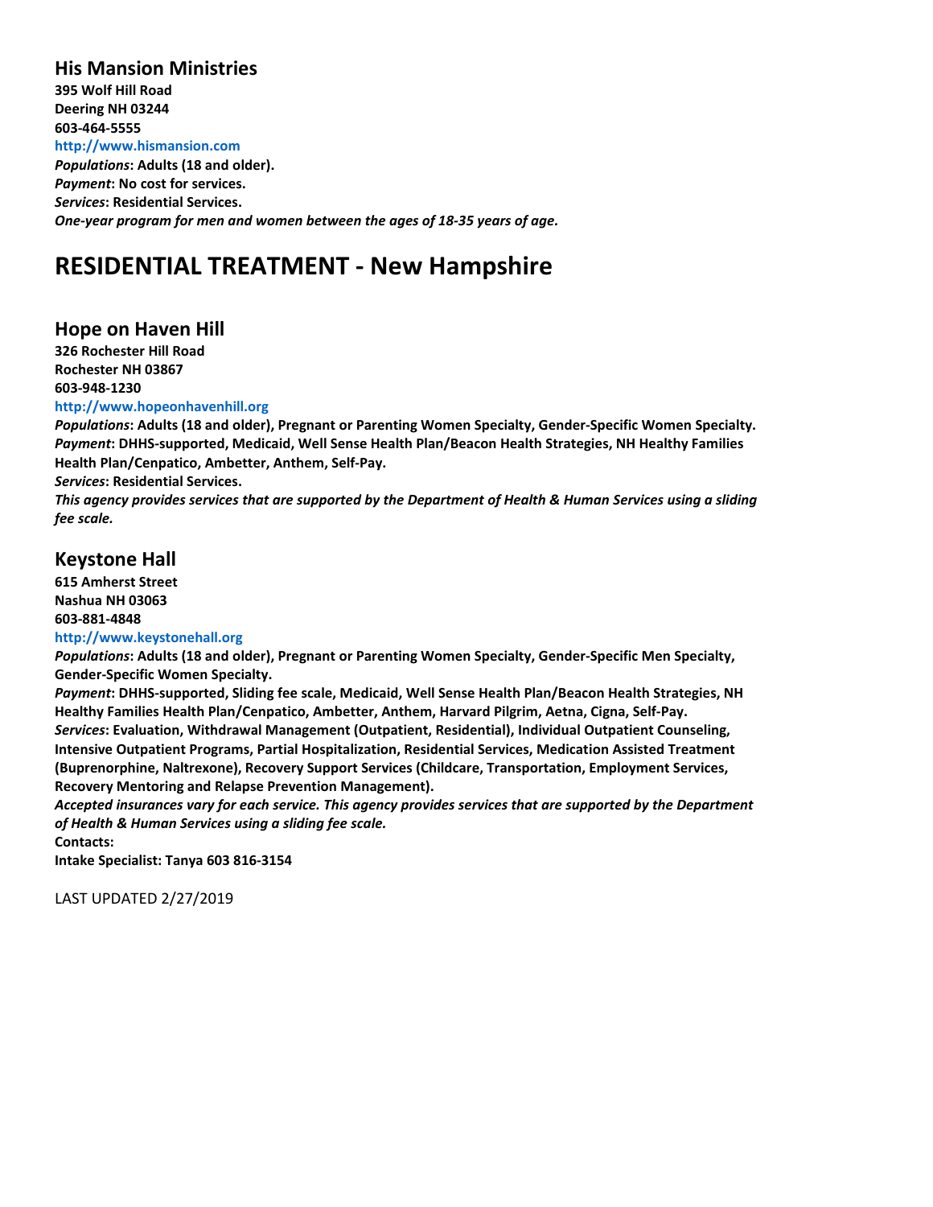### His Mansion Ministries

**395 Wolf Hill Road**
**Deering NH 03244**
**603-464-5555**
**http://www.hismansion.com**
***Populations*: Adults (18 and older).**
***Payment*: No cost for services.**
***Services*: Residential Services.**
***One-year program for men and women between the ages of 18-35 years of age.***

## RESIDENTIAL TREATMENT - New Hampshire

### Hope on Haven Hill

**326 Rochester Hill Road**
**Rochester NH 03867**
**603-948-1230**
**http://www.hopeonhavenhill.org**
***Populations*: Adults (18 and older), Pregnant or Parenting Women Specialty, Gender-Specific Women Specialty.**
***Payment*: DHHS-supported, Medicaid, Well Sense Health Plan/Beacon Health Strategies, NH Healthy Families Health Plan/Cenpatico, Ambetter, Anthem, Self-Pay.**
***Services*: Residential Services.**
***This agency provides services that are supported by the Department of Health & Human Services using a sliding fee scale.***

### Keystone Hall

**615 Amherst Street**
**Nashua NH 03063**
**603-881-4848**
**http://www.keystonehall.org**
***Populations*: Adults (18 and older), Pregnant or Parenting Women Specialty, Gender-Specific Men Specialty, Gender-Specific Women Specialty.**
***Payment*: DHHS-supported, Sliding fee scale, Medicaid, Well Sense Health Plan/Beacon Health Strategies, NH Healthy Families Health Plan/Cenpatico, Ambetter, Anthem, Harvard Pilgrim, Aetna, Cigna, Self-Pay.**
***Services*: Evaluation, Withdrawal Management (Outpatient, Residential), Individual Outpatient Counseling, Intensive Outpatient Programs, Partial Hospitalization, Residential Services, Medication Assisted Treatment (Buprenorphine, Naltrexone), Recovery Support Services (Childcare, Transportation, Employment Services, Recovery Mentoring and Relapse Prevention Management).**
***Accepted insurances vary for each service. This agency provides services that are supported by the Department of Health & Human Services using a sliding fee scale.***
**Contacts:**
**Intake Specialist: Tanya 603 816-3154**

LAST UPDATED 2/27/2019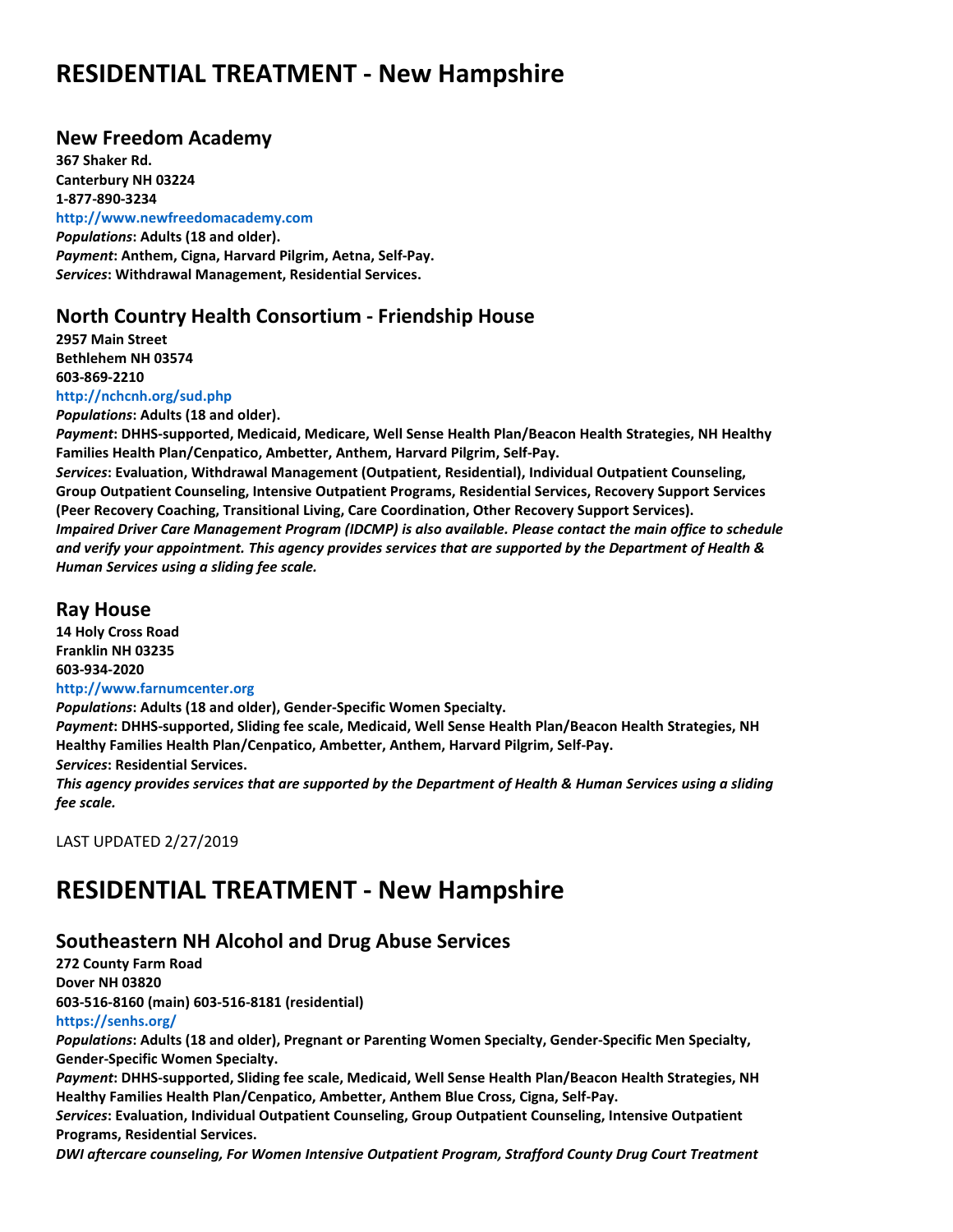# RESIDENTIAL TREATMENT - New Hampshire

## New Freedom Academy

**367 Shaker Rd.**
**Canterbury NH 03224**
**1-877-890-3234**
**http://www.newfreedomacademy.com**
***Populations*: Adults (18 and older).**
***Payment*: Anthem, Cigna, Harvard Pilgrim, Aetna, Self-Pay.**
***Services*: Withdrawal Management, Residential Services.**

## North Country Health Consortium - Friendship House

**2957 Main Street**
**Bethlehem NH 03574**
**603-869-2210**
**http://nchcnh.org/sud.php**
***Populations*: Adults (18 and older).**
***Payment*: DHHS-supported, Medicaid, Medicare, Well Sense Health Plan/Beacon Health Strategies, NH Healthy Families Health Plan/Cenpatico, Ambetter, Anthem, Harvard Pilgrim, Self-Pay.**
***Services*: Evaluation, Withdrawal Management (Outpatient, Residential), Individual Outpatient Counseling, Group Outpatient Counseling, Intensive Outpatient Programs, Residential Services, Recovery Support Services (Peer Recovery Coaching, Transitional Living, Care Coordination, Other Recovery Support Services).**
***Impaired Driver Care Management Program (IDCMP) is also available. Please contact the main office to schedule and verify your appointment. This agency provides services that are supported by the Department of Health & Human Services using a sliding fee scale.***

## Ray House

**14 Holy Cross Road**
**Franklin NH 03235**
**603-934-2020**
**http://www.farnumcenter.org**
***Populations*: Adults (18 and older), Gender-Specific Women Specialty.**
***Payment*: DHHS-supported, Sliding fee scale, Medicaid, Well Sense Health Plan/Beacon Health Strategies, NH Healthy Families Health Plan/Cenpatico, Ambetter, Anthem, Harvard Pilgrim, Self-Pay.**
***Services*: Residential Services.**
***This agency provides services that are supported by the Department of Health & Human Services using a sliding fee scale.***

LAST UPDATED 2/27/2019

# RESIDENTIAL TREATMENT - New Hampshire

## Southeastern NH Alcohol and Drug Abuse Services

**272 County Farm Road**
**Dover NH 03820**
**603-516-8160 (main) 603-516-8181 (residential)**
**https://senhs.org/**
***Populations*: Adults (18 and older), Pregnant or Parenting Women Specialty, Gender-Specific Men Specialty, Gender-Specific Women Specialty.**
***Payment*: DHHS-supported, Sliding fee scale, Medicaid, Well Sense Health Plan/Beacon Health Strategies, NH Healthy Families Health Plan/Cenpatico, Ambetter, Anthem Blue Cross, Cigna, Self-Pay.**
***Services*: Evaluation, Individual Outpatient Counseling, Group Outpatient Counseling, Intensive Outpatient Programs, Residential Services.**
***DWI aftercare counseling, For Women Intensive Outpatient Program, Strafford County Drug Court Treatment***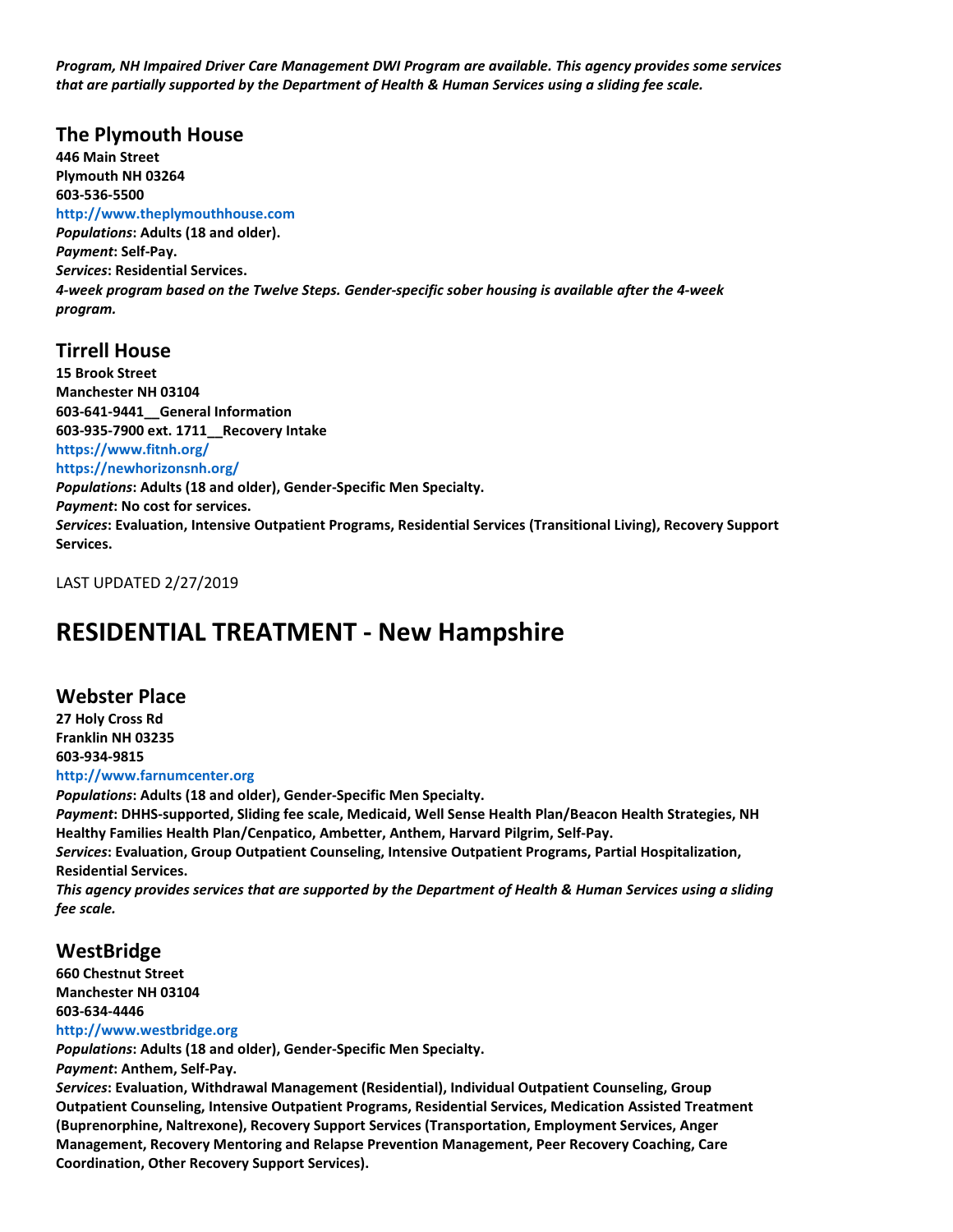***Program, NH Impaired Driver Care Management DWI Program are available. This agency provides some services that are partially supported by the Department of Health & Human Services using a sliding fee scale.***

## The Plymouth House

**446 Main Street**
**Plymouth NH 03264**
**603-536-5500**
**http://www.theplymouthhouse.com**
***Populations*: Adults (18 and older).**
***Payment*: Self-Pay.**
***Services*: Residential Services.**
***4-week program based on the Twelve Steps. Gender-specific sober housing is available after the 4-week program.***

## Tirrell House

**15 Brook Street**
**Manchester NH 03104**
**603-641-9441__General Information**
**603-935-7900 ext. 1711__Recovery Intake**
**https://www.fitnh.org/**
**https://newhorizonsnh.org/**
***Populations*: Adults (18 and older), Gender-Specific Men Specialty.**
***Payment*: No cost for services.**
***Services*: Evaluation, Intensive Outpatient Programs, Residential Services (Transitional Living), Recovery Support Services.**

LAST UPDATED 2/27/2019

# RESIDENTIAL TREATMENT - New Hampshire

## Webster Place

**27 Holy Cross Rd**
**Franklin NH 03235**
**603-934-9815**
**http://www.farnumcenter.org**
***Populations*: Adults (18 and older), Gender-Specific Men Specialty.**
***Payment*: DHHS-supported, Sliding fee scale, Medicaid, Well Sense Health Plan/Beacon Health Strategies, NH Healthy Families Health Plan/Cenpatico, Ambetter, Anthem, Harvard Pilgrim, Self-Pay.**
***Services*: Evaluation, Group Outpatient Counseling, Intensive Outpatient Programs, Partial Hospitalization, Residential Services.**
***This agency provides services that are supported by the Department of Health & Human Services using a sliding fee scale.***

## WestBridge

**660 Chestnut Street**
**Manchester NH 03104**
**603-634-4446**
**http://www.westbridge.org**
***Populations*: Adults (18 and older), Gender-Specific Men Specialty.**
***Payment*: Anthem, Self-Pay.**
***Services*: Evaluation, Withdrawal Management (Residential), Individual Outpatient Counseling, Group Outpatient Counseling, Intensive Outpatient Programs, Residential Services, Medication Assisted Treatment (Buprenorphine, Naltrexone), Recovery Support Services (Transportation, Employment Services, Anger Management, Recovery Mentoring and Relapse Prevention Management, Peer Recovery Coaching, Care Coordination, Other Recovery Support Services).**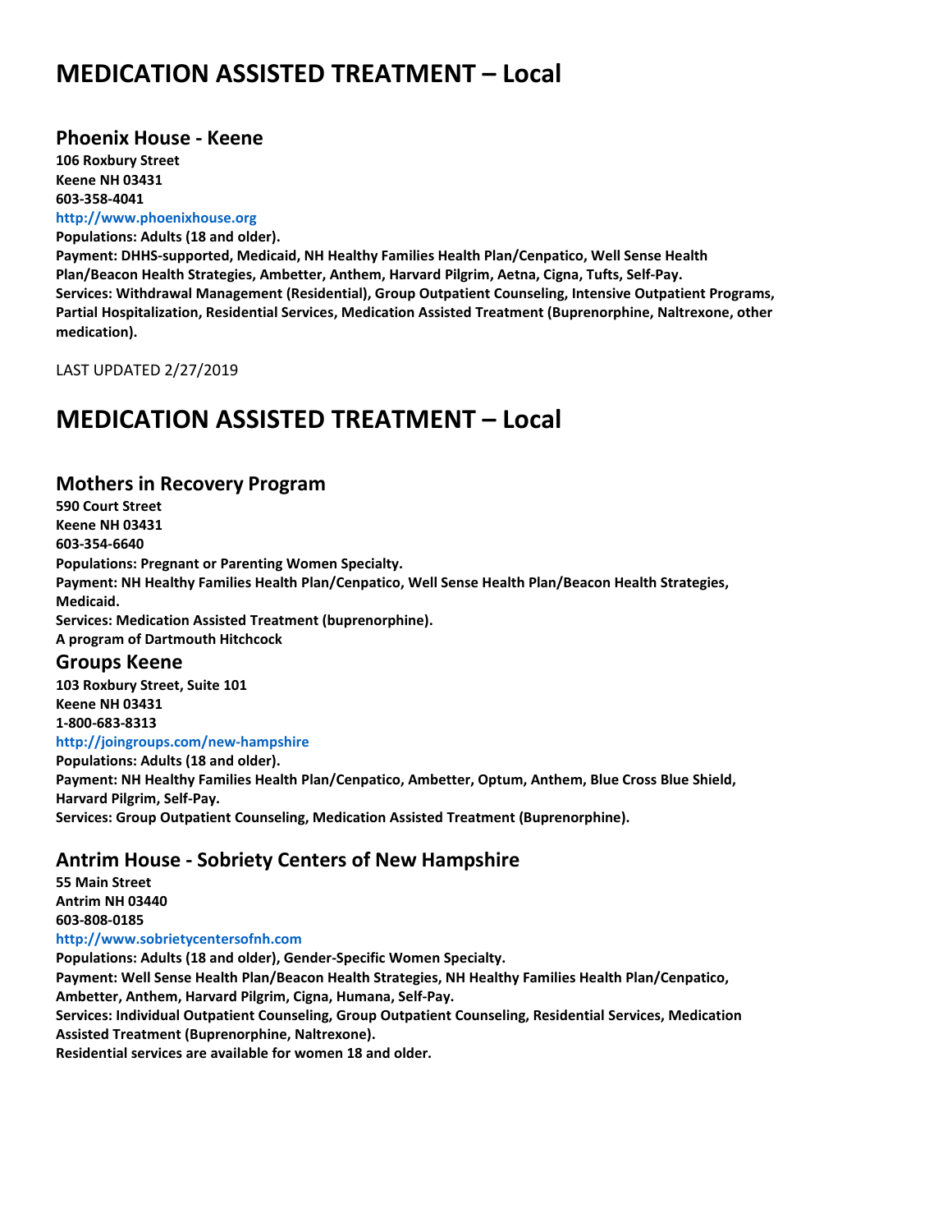# MEDICATION ASSISTED TREATMENT – Local

## Phoenix House - Keene

**106 Roxbury Street**
**Keene NH 03431**
**603-358-4041**
**http://www.phoenixhouse.org**
**Populations: Adults (18 and older).**
**Payment: DHHS-supported, Medicaid, NH Healthy Families Health Plan/Cenpatico, Well Sense Health Plan/Beacon Health Strategies, Ambetter, Anthem, Harvard Pilgrim, Aetna, Cigna, Tufts, Self-Pay.**
**Services: Withdrawal Management (Residential), Group Outpatient Counseling, Intensive Outpatient Programs, Partial Hospitalization, Residential Services, Medication Assisted Treatment (Buprenorphine, Naltrexone, other medication).**

LAST UPDATED 2/27/2019

# MEDICATION ASSISTED TREATMENT – Local

## Mothers in Recovery Program

**590 Court Street**
**Keene NH 03431**
**603-354-6640**
**Populations: Pregnant or Parenting Women Specialty.**
**Payment: NH Healthy Families Health Plan/Cenpatico, Well Sense Health Plan/Beacon Health Strategies, Medicaid.**
**Services: Medication Assisted Treatment (buprenorphine).**
**A program of Dartmouth Hitchcock**

## Groups Keene

**103 Roxbury Street, Suite 101**
**Keene NH 03431**
**1-800-683-8313**
**http://joingroups.com/new-hampshire**
**Populations: Adults (18 and older).**
**Payment: NH Healthy Families Health Plan/Cenpatico, Ambetter, Optum, Anthem, Blue Cross Blue Shield, Harvard Pilgrim, Self-Pay.**
**Services: Group Outpatient Counseling, Medication Assisted Treatment (Buprenorphine).**

## Antrim House - Sobriety Centers of New Hampshire

**55 Main Street**
**Antrim NH 03440**
**603-808-0185**
**http://www.sobrietycentersofnh.com**
**Populations: Adults (18 and older), Gender-Specific Women Specialty.**
**Payment: Well Sense Health Plan/Beacon Health Strategies, NH Healthy Families Health Plan/Cenpatico, Ambetter, Anthem, Harvard Pilgrim, Cigna, Humana, Self-Pay.**
**Services: Individual Outpatient Counseling, Group Outpatient Counseling, Residential Services, Medication Assisted Treatment (Buprenorphine, Naltrexone).**
**Residential services are available for women 18 and older.**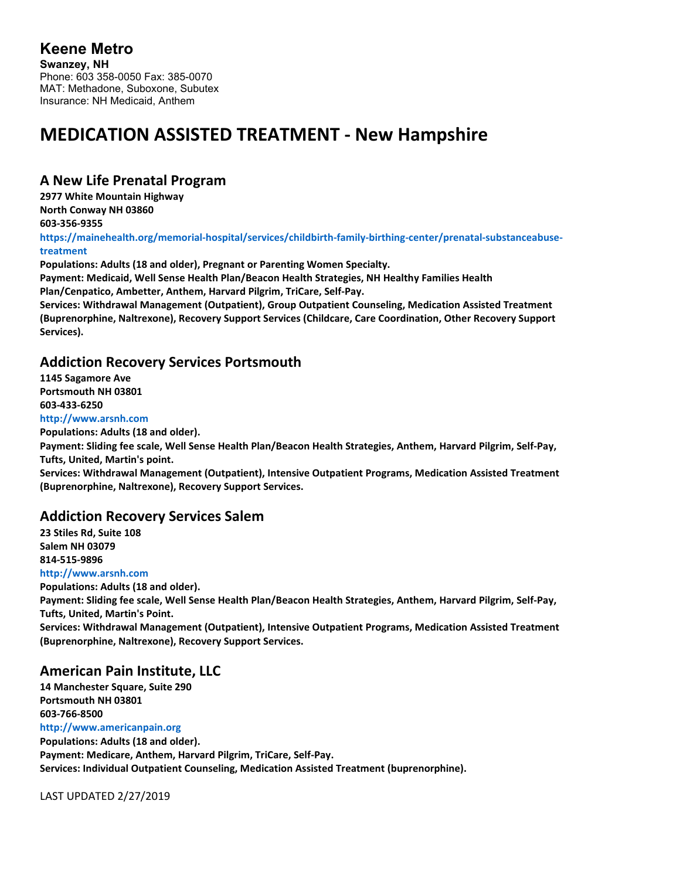## Keene Metro

**Swanzey, NH**
Phone: 603 358-0050 Fax: 385-0070
MAT: Methadone, Suboxone, Subutex
Insurance: NH Medicaid, Anthem

# MEDICATION ASSISTED TREATMENT - New Hampshire

## A New Life Prenatal Program

**2977 White Mountain Highway**
**North Conway NH 03860**
**603-356-9355**
**https://mainehealth.org/memorial-hospital/services/childbirth-family-birthing-center/prenatal-substanceabuse-treatment**
**Populations: Adults (18 and older), Pregnant or Parenting Women Specialty.**
**Payment: Medicaid, Well Sense Health Plan/Beacon Health Strategies, NH Healthy Families Health Plan/Cenpatico, Ambetter, Anthem, Harvard Pilgrim, TriCare, Self-Pay.**
**Services: Withdrawal Management (Outpatient), Group Outpatient Counseling, Medication Assisted Treatment (Buprenorphine, Naltrexone), Recovery Support Services (Childcare, Care Coordination, Other Recovery Support Services).**

## Addiction Recovery Services Portsmouth

**1145 Sagamore Ave**
**Portsmouth NH 03801**
**603-433-6250**
**http://www.arsnh.com**
**Populations: Adults (18 and older).**
**Payment: Sliding fee scale, Well Sense Health Plan/Beacon Health Strategies, Anthem, Harvard Pilgrim, Self-Pay, Tufts, United, Martin's point.**
**Services: Withdrawal Management (Outpatient), Intensive Outpatient Programs, Medication Assisted Treatment (Buprenorphine, Naltrexone), Recovery Support Services.**

## Addiction Recovery Services Salem

**23 Stiles Rd, Suite 108**
**Salem NH 03079**
**814-515-9896**
**http://www.arsnh.com**
**Populations: Adults (18 and older).**
**Payment: Sliding fee scale, Well Sense Health Plan/Beacon Health Strategies, Anthem, Harvard Pilgrim, Self-Pay, Tufts, United, Martin's Point.**
**Services: Withdrawal Management (Outpatient), Intensive Outpatient Programs, Medication Assisted Treatment (Buprenorphine, Naltrexone), Recovery Support Services.**

## American Pain Institute, LLC

**14 Manchester Square, Suite 290**
**Portsmouth NH 03801**
**603-766-8500**
**http://www.americanpain.org**
**Populations: Adults (18 and older).**
**Payment: Medicare, Anthem, Harvard Pilgrim, TriCare, Self-Pay.**
**Services: Individual Outpatient Counseling, Medication Assisted Treatment (buprenorphine).**

LAST UPDATED 2/27/2019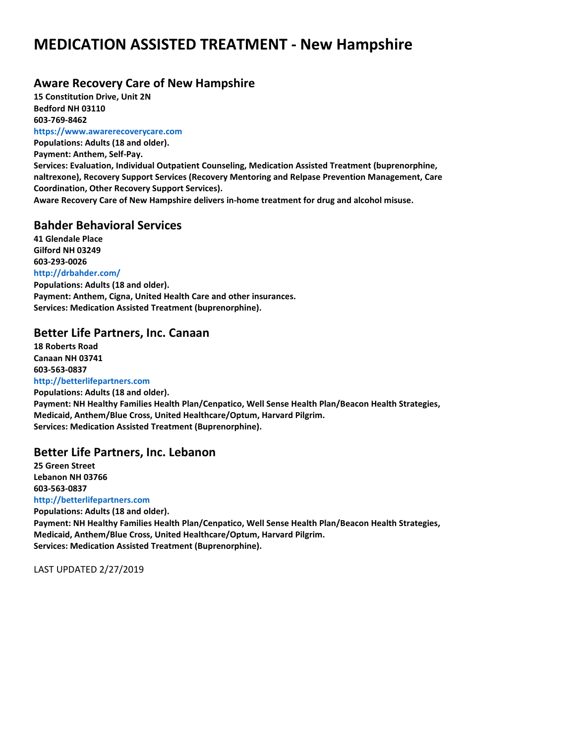# MEDICATION ASSISTED TREATMENT - New Hampshire

## Aware Recovery Care of New Hampshire

**15 Constitution Drive, Unit 2N**
**Bedford NH 03110**
**603-769-8462**
**https://www.awarerecoverycare.com**
**Populations: Adults (18 and older).**
**Payment: Anthem, Self-Pay.**
**Services: Evaluation, Individual Outpatient Counseling, Medication Assisted Treatment (buprenorphine, naltrexone), Recovery Support Services (Recovery Mentoring and Relpase Prevention Management, Care Coordination, Other Recovery Support Services).**
**Aware Recovery Care of New Hampshire delivers in-home treatment for drug and alcohol misuse.**

## Bahder Behavioral Services

**41 Glendale Place**
**Gilford NH 03249**
**603-293-0026**
**http://drbahder.com/**
**Populations: Adults (18 and older).**
**Payment: Anthem, Cigna, United Health Care and other insurances.**
**Services: Medication Assisted Treatment (buprenorphine).**

## Better Life Partners, Inc. Canaan

**18 Roberts Road**
**Canaan NH 03741**
**603-563-0837**
**http://betterlifepartners.com**
**Populations: Adults (18 and older).**
**Payment: NH Healthy Families Health Plan/Cenpatico, Well Sense Health Plan/Beacon Health Strategies, Medicaid, Anthem/Blue Cross, United Healthcare/Optum, Harvard Pilgrim.**
**Services: Medication Assisted Treatment (Buprenorphine).**

## Better Life Partners, Inc. Lebanon

**25 Green Street**
**Lebanon NH 03766**
**603-563-0837**
**http://betterlifepartners.com**
**Populations: Adults (18 and older).**
**Payment: NH Healthy Families Health Plan/Cenpatico, Well Sense Health Plan/Beacon Health Strategies, Medicaid, Anthem/Blue Cross, United Healthcare/Optum, Harvard Pilgrim.**
**Services: Medication Assisted Treatment (Buprenorphine).**

LAST UPDATED 2/27/2019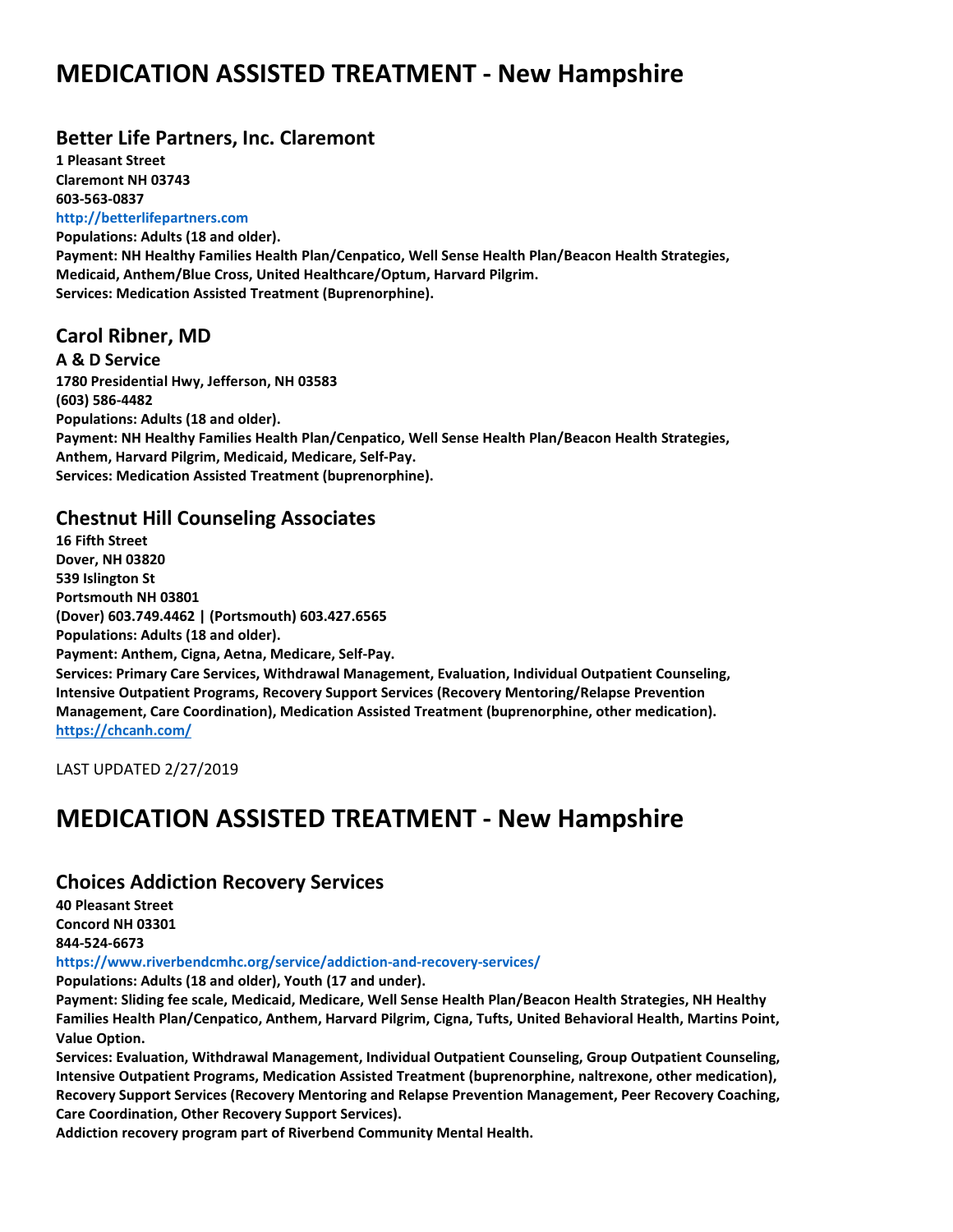# MEDICATION ASSISTED TREATMENT - New Hampshire

## Better Life Partners, Inc. Claremont

**1 Pleasant Street**
**Claremont NH 03743**
**603-563-0837**
**http://betterlifepartners.com**
**Populations: Adults (18 and older).**
**Payment: NH Healthy Families Health Plan/Cenpatico, Well Sense Health Plan/Beacon Health Strategies, Medicaid, Anthem/Blue Cross, United Healthcare/Optum, Harvard Pilgrim.**
**Services: Medication Assisted Treatment (Buprenorphine).**

## Carol Ribner, MD

### A & D Service

**1780 Presidential Hwy, Jefferson, NH 03583**
**(603) 586-4482**
**Populations: Adults (18 and older).**
**Payment: NH Healthy Families Health Plan/Cenpatico, Well Sense Health Plan/Beacon Health Strategies, Anthem, Harvard Pilgrim, Medicaid, Medicare, Self-Pay.**
**Services: Medication Assisted Treatment (buprenorphine).**

## Chestnut Hill Counseling Associates

**16 Fifth Street**
**Dover, NH 03820**
**539 Islington St**
**Portsmouth NH 03801**
**(Dover) 603.749.4462 | (Portsmouth) 603.427.6565**
**Populations: Adults (18 and older).**
**Payment: Anthem, Cigna, Aetna, Medicare, Self-Pay.**
**Services: Primary Care Services, Withdrawal Management, Evaluation, Individual Outpatient Counseling, Intensive Outpatient Programs, Recovery Support Services (Recovery Mentoring/Relapse Prevention Management, Care Coordination), Medication Assisted Treatment (buprenorphine, other medication).**
**https://chcanh.com/**

LAST UPDATED 2/27/2019

# MEDICATION ASSISTED TREATMENT - New Hampshire

## Choices Addiction Recovery Services

**40 Pleasant Street**
**Concord NH 03301**
**844-524-6673**
**https://www.riverbendcmhc.org/service/addiction-and-recovery-services/**
**Populations: Adults (18 and older), Youth (17 and under).**
**Payment: Sliding fee scale, Medicaid, Medicare, Well Sense Health Plan/Beacon Health Strategies, NH Healthy Families Health Plan/Cenpatico, Anthem, Harvard Pilgrim, Cigna, Tufts, United Behavioral Health, Martins Point, Value Option.**
**Services: Evaluation, Withdrawal Management, Individual Outpatient Counseling, Group Outpatient Counseling, Intensive Outpatient Programs, Medication Assisted Treatment (buprenorphine, naltrexone, other medication), Recovery Support Services (Recovery Mentoring and Relapse Prevention Management, Peer Recovery Coaching, Care Coordination, Other Recovery Support Services).**
**Addiction recovery program part of Riverbend Community Mental Health.**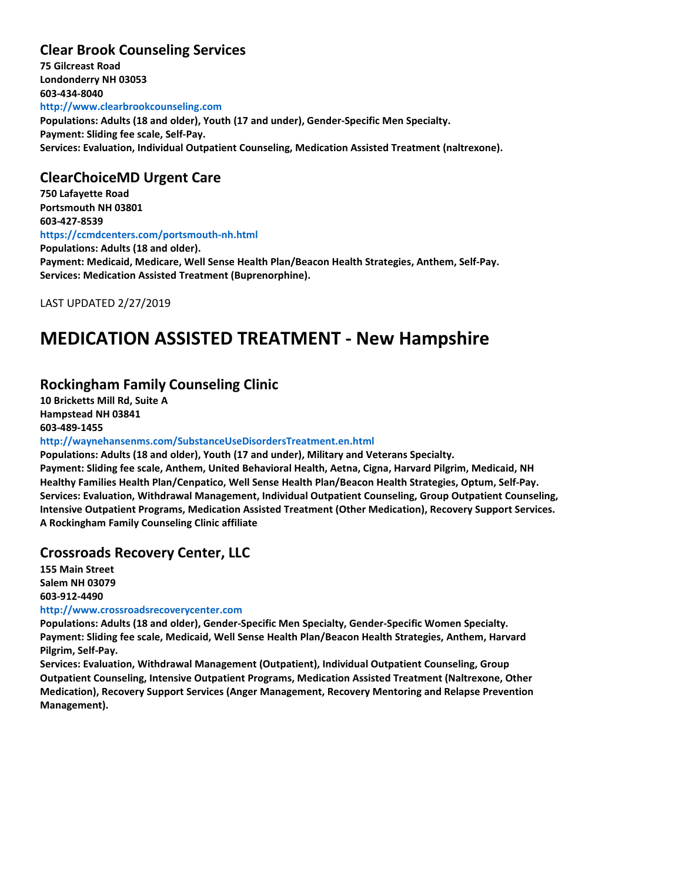### Clear Brook Counseling Services

**75 Gilcreast Road**
**Londonderry NH 03053**
**603-434-8040**
**http://www.clearbrookcounseling.com**
**Populations: Adults (18 and older), Youth (17 and under), Gender-Specific Men Specialty.**
**Payment: Sliding fee scale, Self-Pay.**
**Services: Evaluation, Individual Outpatient Counseling, Medication Assisted Treatment (naltrexone).**

### ClearChoiceMD Urgent Care

**750 Lafayette Road**
**Portsmouth NH 03801**
**603-427-8539**
**https://ccmdcenters.com/portsmouth-nh.html**
**Populations: Adults (18 and older).**
**Payment: Medicaid, Medicare, Well Sense Health Plan/Beacon Health Strategies, Anthem, Self-Pay.**
**Services: Medication Assisted Treatment (Buprenorphine).**

LAST UPDATED 2/27/2019

# MEDICATION ASSISTED TREATMENT - New Hampshire

### Rockingham Family Counseling Clinic

**10 Bricketts Mill Rd, Suite A**
**Hampstead NH 03841**
**603-489-1455**
**http://waynehansenms.com/SubstanceUseDisordersTreatment.en.html**
**Populations: Adults (18 and older), Youth (17 and under), Military and Veterans Specialty.**
**Payment: Sliding fee scale, Anthem, United Behavioral Health, Aetna, Cigna, Harvard Pilgrim, Medicaid, NH Healthy Families Health Plan/Cenpatico, Well Sense Health Plan/Beacon Health Strategies, Optum, Self-Pay.**
**Services: Evaluation, Withdrawal Management, Individual Outpatient Counseling, Group Outpatient Counseling, Intensive Outpatient Programs, Medication Assisted Treatment (Other Medication), Recovery Support Services.**
**A Rockingham Family Counseling Clinic affiliate**

### Crossroads Recovery Center, LLC

**155 Main Street**
**Salem NH 03079**
**603-912-4490**
**http://www.crossroadsrecoverycenter.com**
**Populations: Adults (18 and older), Gender-Specific Men Specialty, Gender-Specific Women Specialty.**
**Payment: Sliding fee scale, Medicaid, Well Sense Health Plan/Beacon Health Strategies, Anthem, Harvard Pilgrim, Self-Pay.**
**Services: Evaluation, Withdrawal Management (Outpatient), Individual Outpatient Counseling, Group Outpatient Counseling, Intensive Outpatient Programs, Medication Assisted Treatment (Naltrexone, Other Medication), Recovery Support Services (Anger Management, Recovery Mentoring and Relapse Prevention Management).**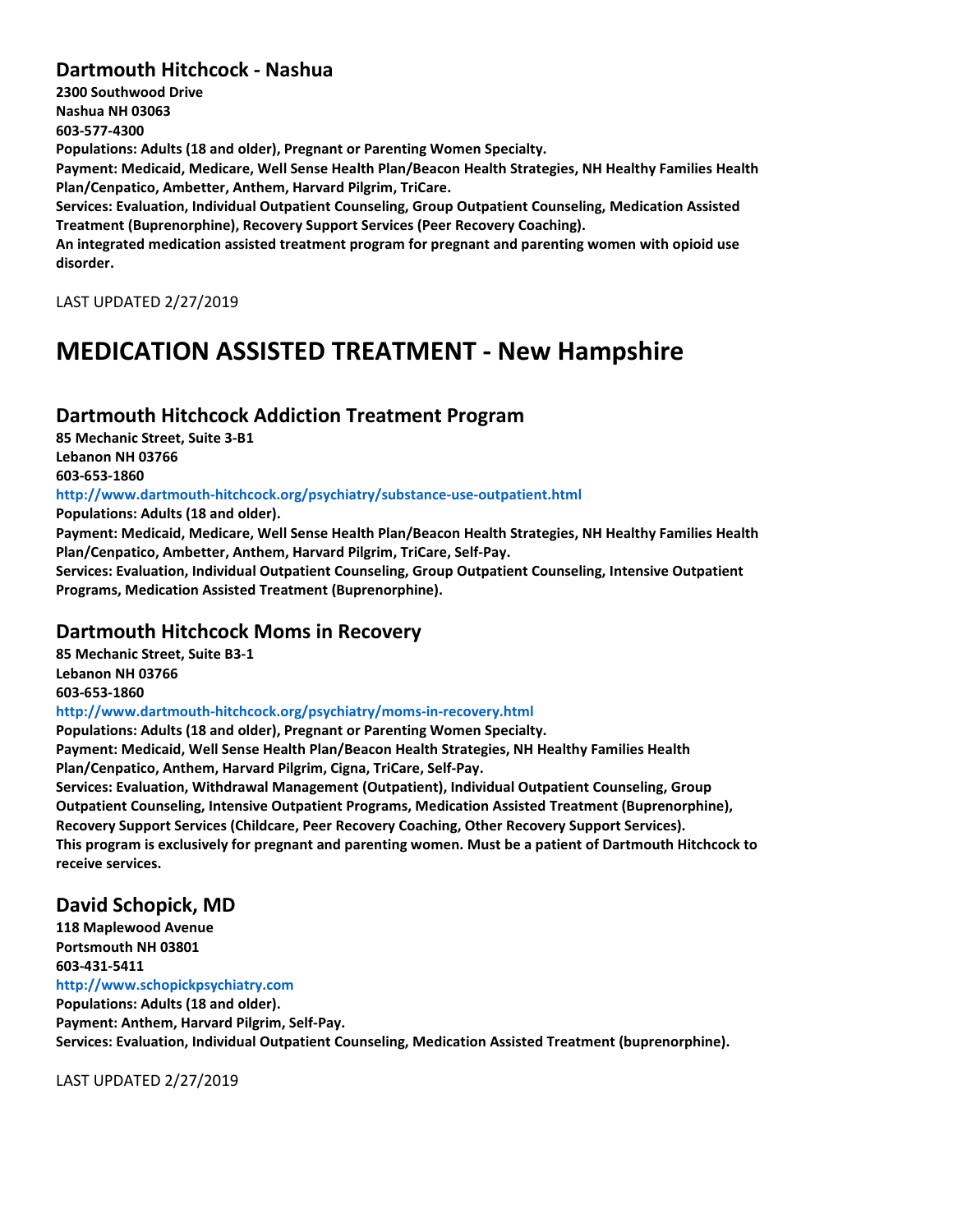## Dartmouth Hitchcock - Nashua

**2300 Southwood Drive**
**Nashua NH 03063**
**603-577-4300**
**Populations: Adults (18 and older), Pregnant or Parenting Women Specialty.**
**Payment: Medicaid, Medicare, Well Sense Health Plan/Beacon Health Strategies, NH Healthy Families Health Plan/Cenpatico, Ambetter, Anthem, Harvard Pilgrim, TriCare.**
**Services: Evaluation, Individual Outpatient Counseling, Group Outpatient Counseling, Medication Assisted Treatment (Buprenorphine), Recovery Support Services (Peer Recovery Coaching).**
**An integrated medication assisted treatment program for pregnant and parenting women with opioid use disorder.**

LAST UPDATED 2/27/2019

# MEDICATION ASSISTED TREATMENT - New Hampshire

## Dartmouth Hitchcock Addiction Treatment Program

**85 Mechanic Street, Suite 3-B1**
**Lebanon NH 03766**
**603-653-1860**
**http://www.dartmouth-hitchcock.org/psychiatry/substance-use-outpatient.html**
**Populations: Adults (18 and older).**
**Payment: Medicaid, Medicare, Well Sense Health Plan/Beacon Health Strategies, NH Healthy Families Health Plan/Cenpatico, Ambetter, Anthem, Harvard Pilgrim, TriCare, Self-Pay.**
**Services: Evaluation, Individual Outpatient Counseling, Group Outpatient Counseling, Intensive Outpatient Programs, Medication Assisted Treatment (Buprenorphine).**

## Dartmouth Hitchcock Moms in Recovery

**85 Mechanic Street, Suite B3-1**
**Lebanon NH 03766**
**603-653-1860**
**http://www.dartmouth-hitchcock.org/psychiatry/moms-in-recovery.html**
**Populations: Adults (18 and older), Pregnant or Parenting Women Specialty.**
**Payment: Medicaid, Well Sense Health Plan/Beacon Health Strategies, NH Healthy Families Health Plan/Cenpatico, Anthem, Harvard Pilgrim, Cigna, TriCare, Self-Pay.**
**Services: Evaluation, Withdrawal Management (Outpatient), Individual Outpatient Counseling, Group Outpatient Counseling, Intensive Outpatient Programs, Medication Assisted Treatment (Buprenorphine), Recovery Support Services (Childcare, Peer Recovery Coaching, Other Recovery Support Services).**
**This program is exclusively for pregnant and parenting women. Must be a patient of Dartmouth Hitchcock to receive services.**

## David Schopick, MD

**118 Maplewood Avenue**
**Portsmouth NH 03801**
**603-431-5411**
**http://www.schopickpsychiatry.com**
**Populations: Adults (18 and older).**
**Payment: Anthem, Harvard Pilgrim, Self-Pay.**
**Services: Evaluation, Individual Outpatient Counseling, Medication Assisted Treatment (buprenorphine).**

LAST UPDATED 2/27/2019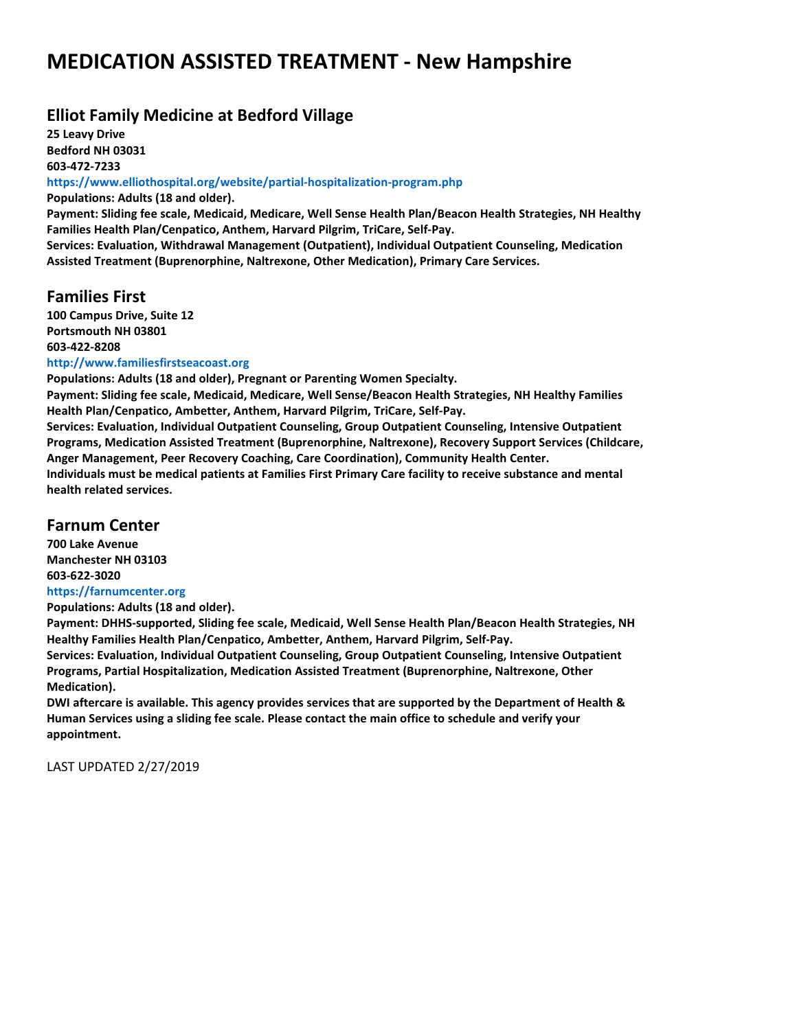# MEDICATION ASSISTED TREATMENT - New Hampshire

## Elliot Family Medicine at Bedford Village

**25 Leavy Drive**
**Bedford NH 03031**
**603-472-7233**
**https://www.elliothospital.org/website/partial-hospitalization-program.php**
**Populations: Adults (18 and older).**
**Payment: Sliding fee scale, Medicaid, Medicare, Well Sense Health Plan/Beacon Health Strategies, NH Healthy Families Health Plan/Cenpatico, Anthem, Harvard Pilgrim, TriCare, Self-Pay.**
**Services: Evaluation, Withdrawal Management (Outpatient), Individual Outpatient Counseling, Medication Assisted Treatment (Buprenorphine, Naltrexone, Other Medication), Primary Care Services.**

## Families First

**100 Campus Drive, Suite 12**
**Portsmouth NH 03801**
**603-422-8208**
**http://www.familiesfirstseacoast.org**
**Populations: Adults (18 and older), Pregnant or Parenting Women Specialty.**
**Payment: Sliding fee scale, Medicaid, Medicare, Well Sense/Beacon Health Strategies, NH Healthy Families Health Plan/Cenpatico, Ambetter, Anthem, Harvard Pilgrim, TriCare, Self-Pay.**
**Services: Evaluation, Individual Outpatient Counseling, Group Outpatient Counseling, Intensive Outpatient Programs, Medication Assisted Treatment (Buprenorphine, Naltrexone), Recovery Support Services (Childcare, Anger Management, Peer Recovery Coaching, Care Coordination), Community Health Center.**
**Individuals must be medical patients at Families First Primary Care facility to receive substance and mental health related services.**

## Farnum Center

**700 Lake Avenue**
**Manchester NH 03103**
**603-622-3020**
**https://farnumcenter.org**
**Populations: Adults (18 and older).**
**Payment: DHHS-supported, Sliding fee scale, Medicaid, Well Sense Health Plan/Beacon Health Strategies, NH Healthy Families Health Plan/Cenpatico, Ambetter, Anthem, Harvard Pilgrim, Self-Pay.**
**Services: Evaluation, Individual Outpatient Counseling, Group Outpatient Counseling, Intensive Outpatient Programs, Partial Hospitalization, Medication Assisted Treatment (Buprenorphine, Naltrexone, Other Medication).**
**DWI aftercare is available. This agency provides services that are supported by the Department of Health & Human Services using a sliding fee scale. Please contact the main office to schedule and verify your appointment.**

LAST UPDATED 2/27/2019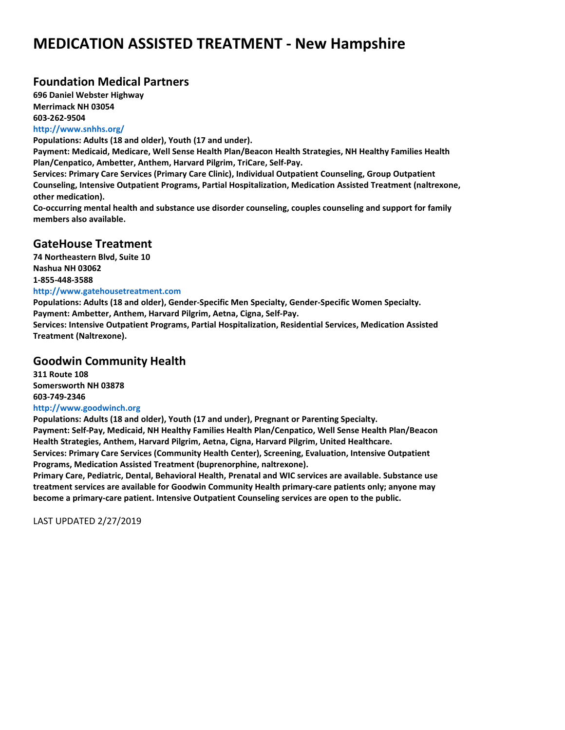# MEDICATION ASSISTED TREATMENT - New Hampshire

## Foundation Medical Partners

**696 Daniel Webster Highway**
**Merrimack NH 03054**
**603-262-9504**
**http://www.snhhs.org/**

**Populations: Adults (18 and older), Youth (17 and under).**

**Payment: Medicaid, Medicare, Well Sense Health Plan/Beacon Health Strategies, NH Healthy Families Health Plan/Cenpatico, Ambetter, Anthem, Harvard Pilgrim, TriCare, Self-Pay.**

**Services: Primary Care Services (Primary Care Clinic), Individual Outpatient Counseling, Group Outpatient Counseling, Intensive Outpatient Programs, Partial Hospitalization, Medication Assisted Treatment (naltrexone, other medication).**

**Co-occurring mental health and substance use disorder counseling, couples counseling and support for family members also available.**

## GateHouse Treatment

**74 Northeastern Blvd, Suite 10**
**Nashua NH 03062**
**1-855-448-3588**
**http://www.gatehousetreatment.com**

**Populations: Adults (18 and older), Gender-Specific Men Specialty, Gender-Specific Women Specialty.**

**Payment: Ambetter, Anthem, Harvard Pilgrim, Aetna, Cigna, Self-Pay.**

**Services: Intensive Outpatient Programs, Partial Hospitalization, Residential Services, Medication Assisted Treatment (Naltrexone).**

## Goodwin Community Health

**311 Route 108**
**Somersworth NH 03878**
**603-749-2346**
**http://www.goodwinch.org**

**Populations: Adults (18 and older), Youth (17 and under), Pregnant or Parenting Specialty.**

**Payment: Self-Pay, Medicaid, NH Healthy Families Health Plan/Cenpatico, Well Sense Health Plan/Beacon Health Strategies, Anthem, Harvard Pilgrim, Aetna, Cigna, Harvard Pilgrim, United Healthcare.**

**Services: Primary Care Services (Community Health Center), Screening, Evaluation, Intensive Outpatient Programs, Medication Assisted Treatment (buprenorphine, naltrexone).**

**Primary Care, Pediatric, Dental, Behavioral Health, Prenatal and WIC services are available. Substance use treatment services are available for Goodwin Community Health primary-care patients only; anyone may become a primary-care patient. Intensive Outpatient Counseling services are open to the public.**

LAST UPDATED 2/27/2019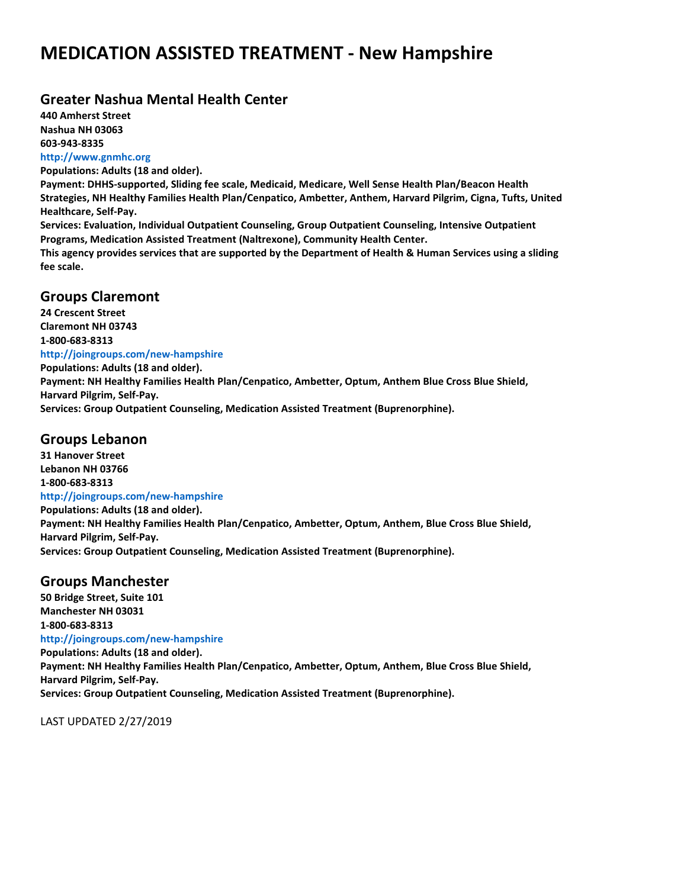# MEDICATION ASSISTED TREATMENT - New Hampshire

## Greater Nashua Mental Health Center

**440 Amherst Street**
**Nashua NH 03063**
**603-943-8335**
**http://www.gnmhc.org**
**Populations: Adults (18 and older).**
**Payment: DHHS-supported, Sliding fee scale, Medicaid, Medicare, Well Sense Health Plan/Beacon Health Strategies, NH Healthy Families Health Plan/Cenpatico, Ambetter, Anthem, Harvard Pilgrim, Cigna, Tufts, United Healthcare, Self-Pay.**
**Services: Evaluation, Individual Outpatient Counseling, Group Outpatient Counseling, Intensive Outpatient Programs, Medication Assisted Treatment (Naltrexone), Community Health Center.**
**This agency provides services that are supported by the Department of Health & Human Services using a sliding fee scale.**

## Groups Claremont

**24 Crescent Street**
**Claremont NH 03743**
**1-800-683-8313**
**http://joingroups.com/new-hampshire**
**Populations: Adults (18 and older).**
**Payment: NH Healthy Families Health Plan/Cenpatico, Ambetter, Optum, Anthem Blue Cross Blue Shield, Harvard Pilgrim, Self-Pay.**
**Services: Group Outpatient Counseling, Medication Assisted Treatment (Buprenorphine).**

## Groups Lebanon

**31 Hanover Street**
**Lebanon NH 03766**
**1-800-683-8313**
**http://joingroups.com/new-hampshire**
**Populations: Adults (18 and older).**
**Payment: NH Healthy Families Health Plan/Cenpatico, Ambetter, Optum, Anthem, Blue Cross Blue Shield, Harvard Pilgrim, Self-Pay.**
**Services: Group Outpatient Counseling, Medication Assisted Treatment (Buprenorphine).**

## Groups Manchester

**50 Bridge Street, Suite 101**
**Manchester NH 03031**
**1-800-683-8313**
**http://joingroups.com/new-hampshire**
**Populations: Adults (18 and older).**
**Payment: NH Healthy Families Health Plan/Cenpatico, Ambetter, Optum, Anthem, Blue Cross Blue Shield, Harvard Pilgrim, Self-Pay.**
**Services: Group Outpatient Counseling, Medication Assisted Treatment (Buprenorphine).**

LAST UPDATED 2/27/2019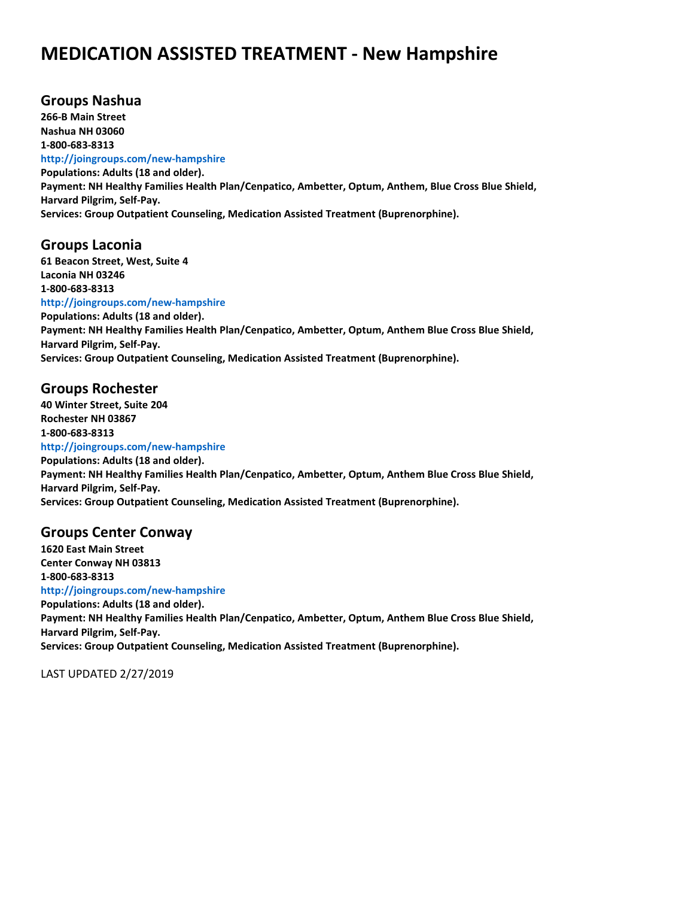# MEDICATION ASSISTED TREATMENT - New Hampshire

## Groups Nashua

**266-B Main Street**
**Nashua NH 03060**
**1-800-683-8313**
**http://joingroups.com/new-hampshire**
**Populations: Adults (18 and older).**
**Payment: NH Healthy Families Health Plan/Cenpatico, Ambetter, Optum, Anthem, Blue Cross Blue Shield, Harvard Pilgrim, Self-Pay.**
**Services: Group Outpatient Counseling, Medication Assisted Treatment (Buprenorphine).**

## Groups Laconia

**61 Beacon Street, West, Suite 4**
**Laconia NH 03246**
**1-800-683-8313**
**http://joingroups.com/new-hampshire**
**Populations: Adults (18 and older).**
**Payment: NH Healthy Families Health Plan/Cenpatico, Ambetter, Optum, Anthem Blue Cross Blue Shield, Harvard Pilgrim, Self-Pay.**
**Services: Group Outpatient Counseling, Medication Assisted Treatment (Buprenorphine).**

## Groups Rochester

**40 Winter Street, Suite 204**
**Rochester NH 03867**
**1-800-683-8313**
**http://joingroups.com/new-hampshire**
**Populations: Adults (18 and older).**
**Payment: NH Healthy Families Health Plan/Cenpatico, Ambetter, Optum, Anthem Blue Cross Blue Shield, Harvard Pilgrim, Self-Pay.**
**Services: Group Outpatient Counseling, Medication Assisted Treatment (Buprenorphine).**

## Groups Center Conway

**1620 East Main Street**
**Center Conway NH 03813**
**1-800-683-8313**
**http://joingroups.com/new-hampshire**
**Populations: Adults (18 and older).**
**Payment: NH Healthy Families Health Plan/Cenpatico, Ambetter, Optum, Anthem Blue Cross Blue Shield, Harvard Pilgrim, Self-Pay.**
**Services: Group Outpatient Counseling, Medication Assisted Treatment (Buprenorphine).**

LAST UPDATED 2/27/2019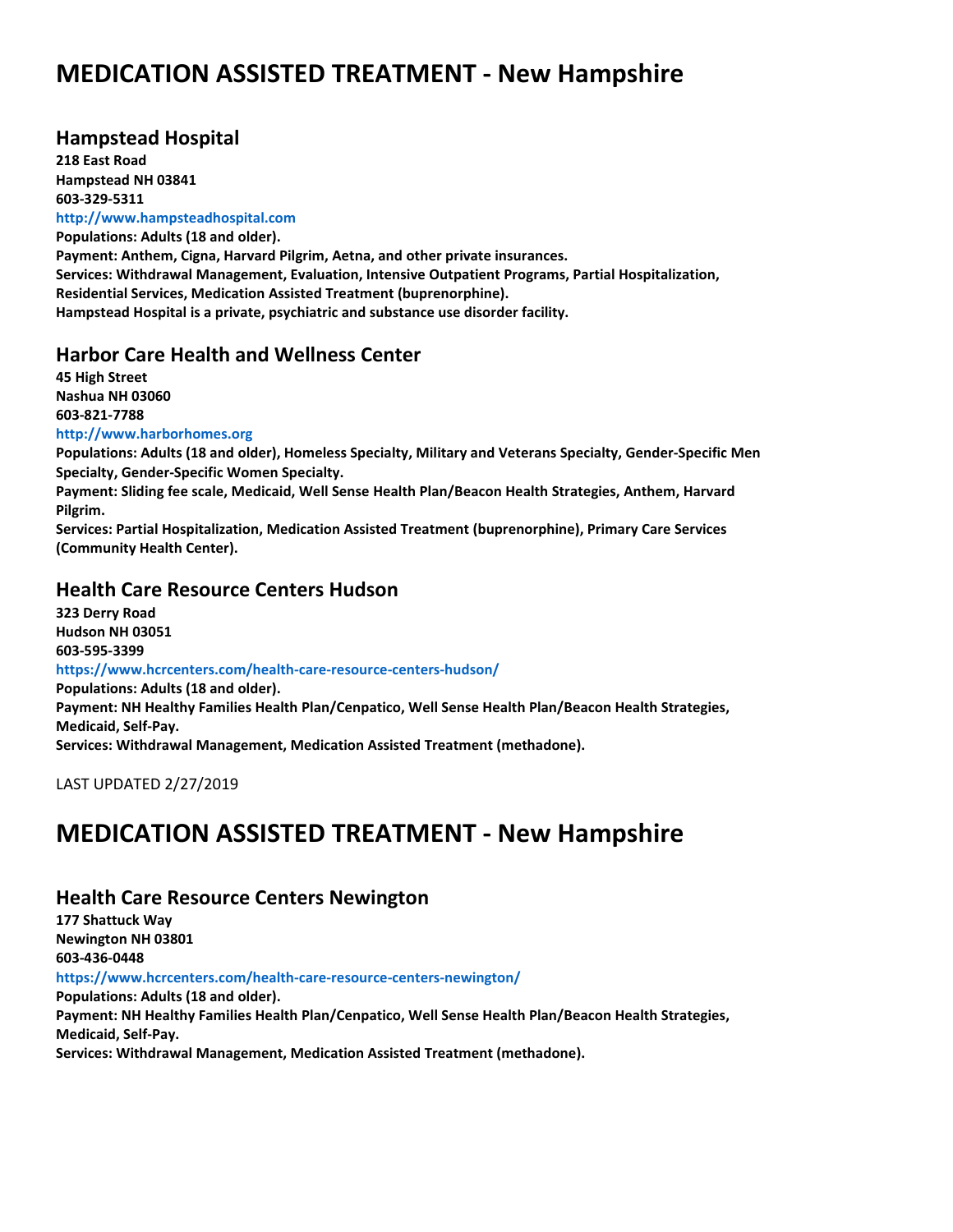# MEDICATION ASSISTED TREATMENT - New Hampshire

## Hampstead Hospital

**218 East Road**
**Hampstead NH 03841**
**603-329-5311**
**http://www.hampsteadhospital.com**
**Populations: Adults (18 and older).**
**Payment: Anthem, Cigna, Harvard Pilgrim, Aetna, and other private insurances.**
**Services: Withdrawal Management, Evaluation, Intensive Outpatient Programs, Partial Hospitalization, Residential Services, Medication Assisted Treatment (buprenorphine).**
**Hampstead Hospital is a private, psychiatric and substance use disorder facility.**

## Harbor Care Health and Wellness Center

**45 High Street**
**Nashua NH 03060**
**603-821-7788**
**http://www.harborhomes.org**
**Populations: Adults (18 and older), Homeless Specialty, Military and Veterans Specialty, Gender-Specific Men Specialty, Gender-Specific Women Specialty.**
**Payment: Sliding fee scale, Medicaid, Well Sense Health Plan/Beacon Health Strategies, Anthem, Harvard Pilgrim.**
**Services: Partial Hospitalization, Medication Assisted Treatment (buprenorphine), Primary Care Services (Community Health Center).**

## Health Care Resource Centers Hudson

**323 Derry Road**
**Hudson NH 03051**
**603-595-3399**
**https://www.hcrcenters.com/health-care-resource-centers-hudson/**
**Populations: Adults (18 and older).**
**Payment: NH Healthy Families Health Plan/Cenpatico, Well Sense Health Plan/Beacon Health Strategies, Medicaid, Self-Pay.**
**Services: Withdrawal Management, Medication Assisted Treatment (methadone).**

LAST UPDATED 2/27/2019

# MEDICATION ASSISTED TREATMENT - New Hampshire

## Health Care Resource Centers Newington

**177 Shattuck Way**
**Newington NH 03801**
**603-436-0448**
**https://www.hcrcenters.com/health-care-resource-centers-newington/**
**Populations: Adults (18 and older).**
**Payment: NH Healthy Families Health Plan/Cenpatico, Well Sense Health Plan/Beacon Health Strategies, Medicaid, Self-Pay.**
**Services: Withdrawal Management, Medication Assisted Treatment (methadone).**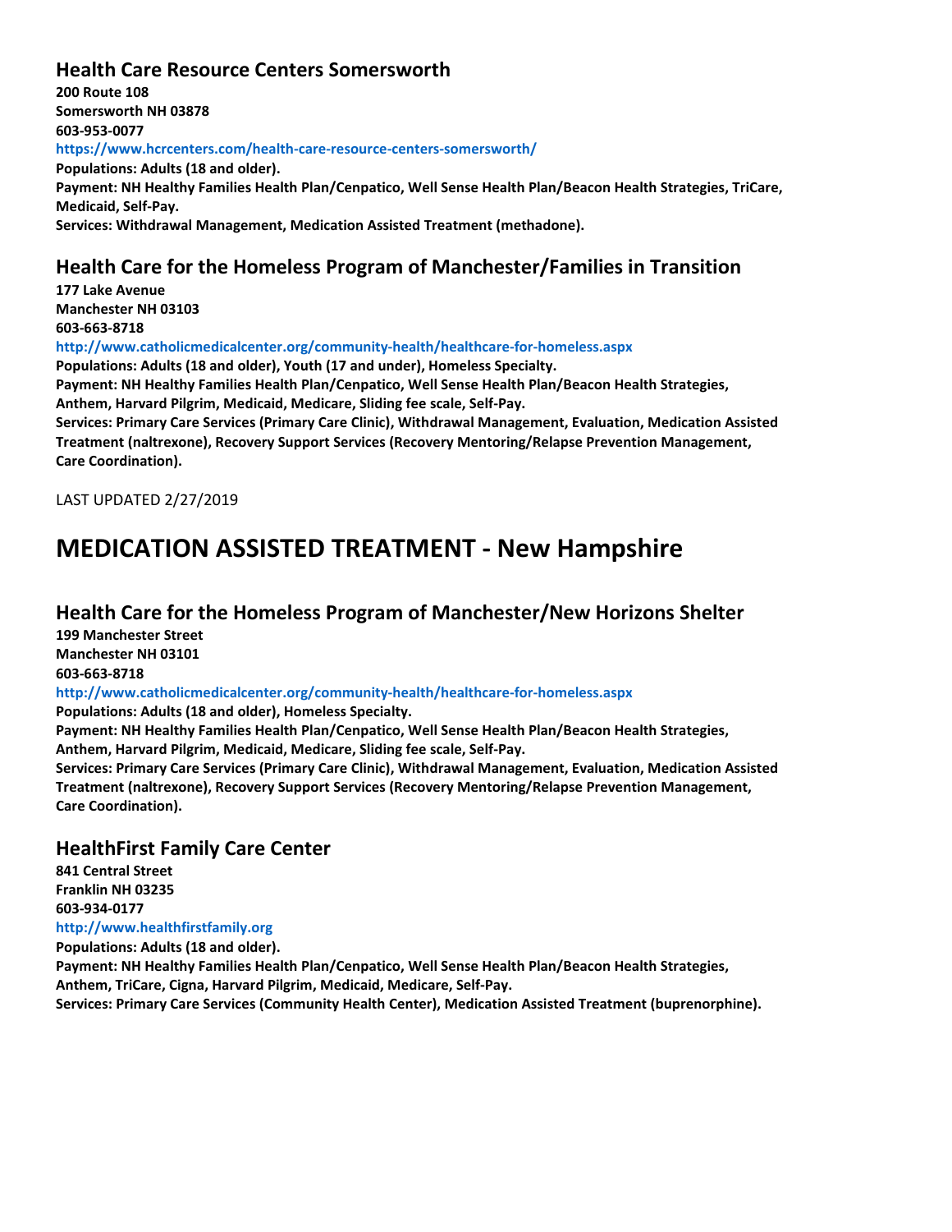### Health Care Resource Centers Somersworth

**200 Route 108**
**Somersworth NH 03878**
**603-953-0077**
**https://www.hcrcenters.com/health-care-resource-centers-somersworth/**
**Populations: Adults (18 and older).**
**Payment: NH Healthy Families Health Plan/Cenpatico, Well Sense Health Plan/Beacon Health Strategies, TriCare, Medicaid, Self-Pay.**
**Services: Withdrawal Management, Medication Assisted Treatment (methadone).**

### Health Care for the Homeless Program of Manchester/Families in Transition

**177 Lake Avenue**
**Manchester NH 03103**
**603-663-8718**
**http://www.catholicmedicalcenter.org/community-health/healthcare-for-homeless.aspx**
**Populations: Adults (18 and older), Youth (17 and under), Homeless Specialty.**
**Payment: NH Healthy Families Health Plan/Cenpatico, Well Sense Health Plan/Beacon Health Strategies, Anthem, Harvard Pilgrim, Medicaid, Medicare, Sliding fee scale, Self-Pay.**
**Services: Primary Care Services (Primary Care Clinic), Withdrawal Management, Evaluation, Medication Assisted Treatment (naltrexone), Recovery Support Services (Recovery Mentoring/Relapse Prevention Management, Care Coordination).**

LAST UPDATED 2/27/2019

# MEDICATION ASSISTED TREATMENT - New Hampshire

### Health Care for the Homeless Program of Manchester/New Horizons Shelter

**199 Manchester Street**
**Manchester NH 03101**
**603-663-8718**
**http://www.catholicmedicalcenter.org/community-health/healthcare-for-homeless.aspx**
**Populations: Adults (18 and older), Homeless Specialty.**
**Payment: NH Healthy Families Health Plan/Cenpatico, Well Sense Health Plan/Beacon Health Strategies, Anthem, Harvard Pilgrim, Medicaid, Medicare, Sliding fee scale, Self-Pay.**
**Services: Primary Care Services (Primary Care Clinic), Withdrawal Management, Evaluation, Medication Assisted Treatment (naltrexone), Recovery Support Services (Recovery Mentoring/Relapse Prevention Management, Care Coordination).**

### HealthFirst Family Care Center

**841 Central Street**
**Franklin NH 03235**
**603-934-0177**
**http://www.healthfirstfamily.org**
**Populations: Adults (18 and older).**
**Payment: NH Healthy Families Health Plan/Cenpatico, Well Sense Health Plan/Beacon Health Strategies, Anthem, TriCare, Cigna, Harvard Pilgrim, Medicaid, Medicare, Self-Pay.**
**Services: Primary Care Services (Community Health Center), Medication Assisted Treatment (buprenorphine).**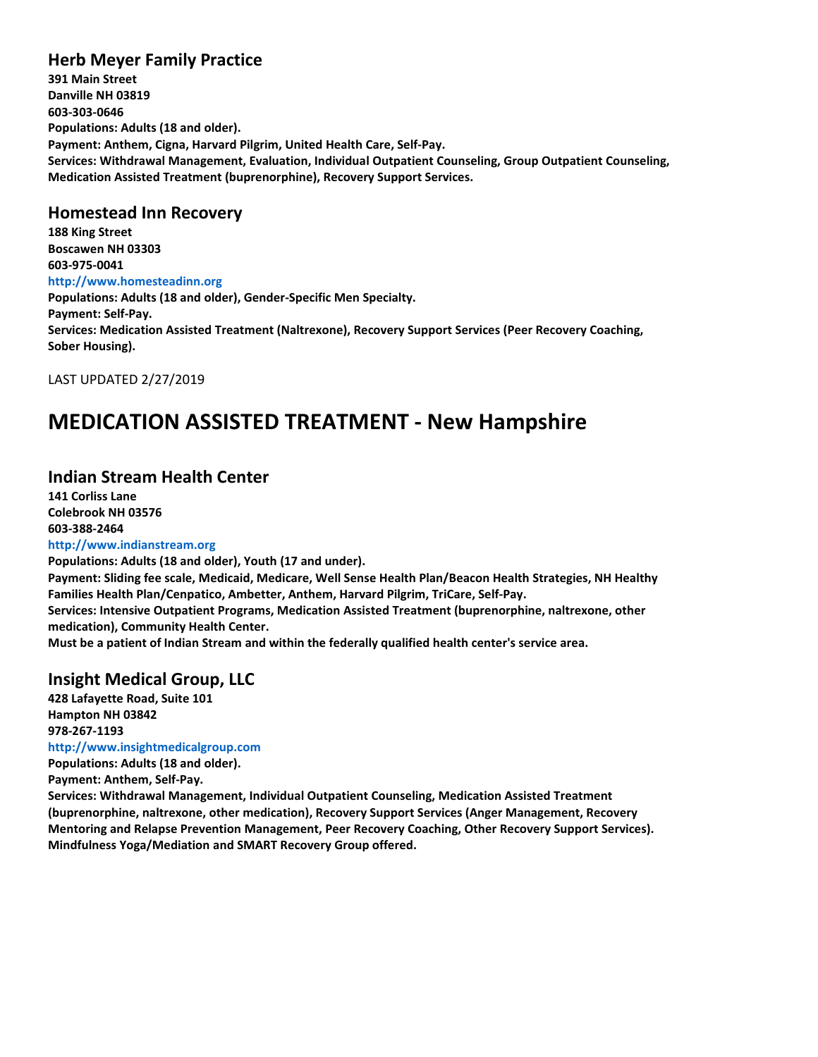### Herb Meyer Family Practice

**391 Main Street**
**Danville NH 03819**
**603-303-0646**
**Populations: Adults (18 and older).**
**Payment: Anthem, Cigna, Harvard Pilgrim, United Health Care, Self-Pay.**
**Services: Withdrawal Management, Evaluation, Individual Outpatient Counseling, Group Outpatient Counseling, Medication Assisted Treatment (buprenorphine), Recovery Support Services.**

### Homestead Inn Recovery

**188 King Street**
**Boscawen NH 03303**
**603-975-0041**
**http://www.homesteadinn.org**
**Populations: Adults (18 and older), Gender-Specific Men Specialty.**
**Payment: Self-Pay.**
**Services: Medication Assisted Treatment (Naltrexone), Recovery Support Services (Peer Recovery Coaching, Sober Housing).**

LAST UPDATED 2/27/2019

# MEDICATION ASSISTED TREATMENT - New Hampshire

### Indian Stream Health Center

**141 Corliss Lane**
**Colebrook NH 03576**
**603-388-2464**
**http://www.indianstream.org**
**Populations: Adults (18 and older), Youth (17 and under).**
**Payment: Sliding fee scale, Medicaid, Medicare, Well Sense Health Plan/Beacon Health Strategies, NH Healthy Families Health Plan/Cenpatico, Ambetter, Anthem, Harvard Pilgrim, TriCare, Self-Pay.**
**Services: Intensive Outpatient Programs, Medication Assisted Treatment (buprenorphine, naltrexone, other medication), Community Health Center.**
**Must be a patient of Indian Stream and within the federally qualified health center's service area.**

### Insight Medical Group, LLC

**428 Lafayette Road, Suite 101**
**Hampton NH 03842**
**978-267-1193**
**http://www.insightmedicalgroup.com**
**Populations: Adults (18 and older).**
**Payment: Anthem, Self-Pay.**
**Services: Withdrawal Management, Individual Outpatient Counseling, Medication Assisted Treatment (buprenorphine, naltrexone, other medication), Recovery Support Services (Anger Management, Recovery Mentoring and Relapse Prevention Management, Peer Recovery Coaching, Other Recovery Support Services). Mindfulness Yoga/Mediation and SMART Recovery Group offered.**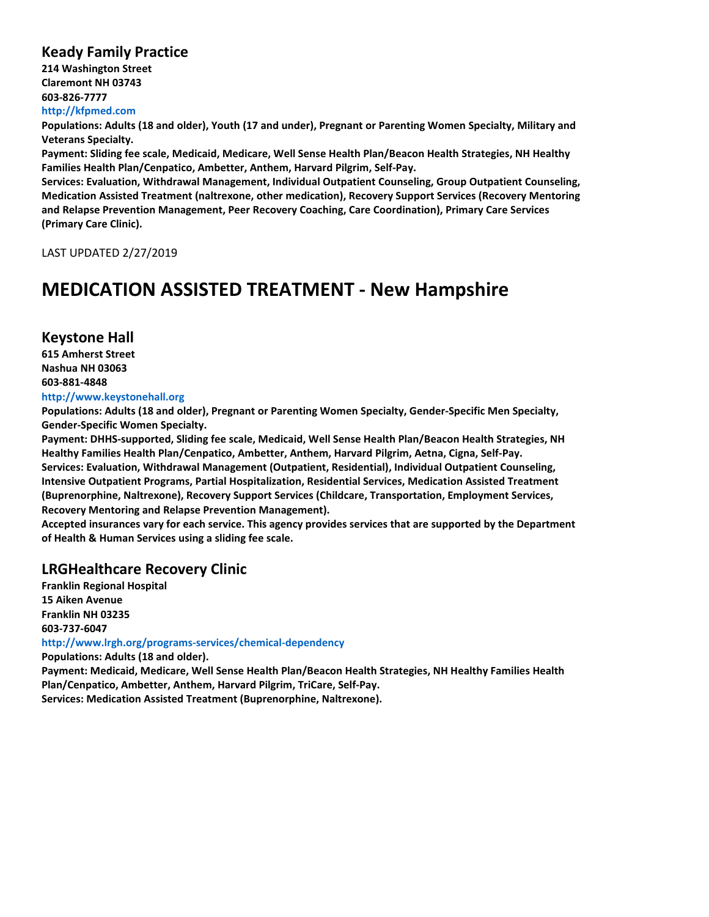## Keady Family Practice

**214 Washington Street**
**Claremont NH 03743**
**603-826-7777**
**http://kfpmed.com**

**Populations: Adults (18 and older), Youth (17 and under), Pregnant or Parenting Women Specialty, Military and Veterans Specialty.**
**Payment: Sliding fee scale, Medicaid, Medicare, Well Sense Health Plan/Beacon Health Strategies, NH Healthy Families Health Plan/Cenpatico, Ambetter, Anthem, Harvard Pilgrim, Self-Pay.**
**Services: Evaluation, Withdrawal Management, Individual Outpatient Counseling, Group Outpatient Counseling, Medication Assisted Treatment (naltrexone, other medication), Recovery Support Services (Recovery Mentoring and Relapse Prevention Management, Peer Recovery Coaching, Care Coordination), Primary Care Services (Primary Care Clinic).**

LAST UPDATED 2/27/2019

# MEDICATION ASSISTED TREATMENT - New Hampshire

## Keystone Hall

**615 Amherst Street**
**Nashua NH 03063**
**603-881-4848**
**http://www.keystonehall.org**

**Populations: Adults (18 and older), Pregnant or Parenting Women Specialty, Gender-Specific Men Specialty, Gender-Specific Women Specialty.**
**Payment: DHHS-supported, Sliding fee scale, Medicaid, Well Sense Health Plan/Beacon Health Strategies, NH Healthy Families Health Plan/Cenpatico, Ambetter, Anthem, Harvard Pilgrim, Aetna, Cigna, Self-Pay.**
**Services: Evaluation, Withdrawal Management (Outpatient, Residential), Individual Outpatient Counseling, Intensive Outpatient Programs, Partial Hospitalization, Residential Services, Medication Assisted Treatment (Buprenorphine, Naltrexone), Recovery Support Services (Childcare, Transportation, Employment Services, Recovery Mentoring and Relapse Prevention Management).**
**Accepted insurances vary for each service. This agency provides services that are supported by the Department of Health & Human Services using a sliding fee scale.**

## LRGHealthcare Recovery Clinic

**Franklin Regional Hospital**
**15 Aiken Avenue**
**Franklin NH 03235**
**603-737-6047**
**http://www.lrgh.org/programs-services/chemical-dependency**

**Populations: Adults (18 and older).**
**Payment: Medicaid, Medicare, Well Sense Health Plan/Beacon Health Strategies, NH Healthy Families Health Plan/Cenpatico, Ambetter, Anthem, Harvard Pilgrim, TriCare, Self-Pay.**
**Services: Medication Assisted Treatment (Buprenorphine, Naltrexone).**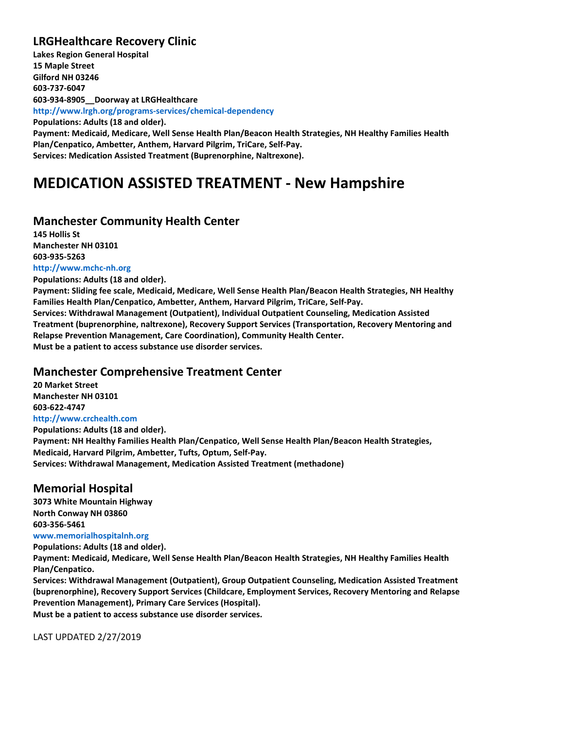## LRGHealthcare Recovery Clinic

**Lakes Region General Hospital**
**15 Maple Street**
**Gilford NH 03246**
**603-737-6047**
**603-934-8905__Doorway at LRGHealthcare**
**http://www.lrgh.org/programs-services/chemical-dependency**
**Populations: Adults (18 and older).**
**Payment: Medicaid, Medicare, Well Sense Health Plan/Beacon Health Strategies, NH Healthy Families Health Plan/Cenpatico, Ambetter, Anthem, Harvard Pilgrim, TriCare, Self-Pay.**
**Services: Medication Assisted Treatment (Buprenorphine, Naltrexone).**

# MEDICATION ASSISTED TREATMENT - New Hampshire

## Manchester Community Health Center

**145 Hollis St**
**Manchester NH 03101**
**603-935-5263**
**http://www.mchc-nh.org**
**Populations: Adults (18 and older).**
**Payment: Sliding fee scale, Medicaid, Medicare, Well Sense Health Plan/Beacon Health Strategies, NH Healthy Families Health Plan/Cenpatico, Ambetter, Anthem, Harvard Pilgrim, TriCare, Self-Pay.**
**Services: Withdrawal Management (Outpatient), Individual Outpatient Counseling, Medication Assisted Treatment (buprenorphine, naltrexone), Recovery Support Services (Transportation, Recovery Mentoring and Relapse Prevention Management, Care Coordination), Community Health Center.**
**Must be a patient to access substance use disorder services.**

## Manchester Comprehensive Treatment Center

**20 Market Street**
**Manchester NH 03101**
**603-622-4747**
**http://www.crchealth.com**
**Populations: Adults (18 and older).**
**Payment: NH Healthy Families Health Plan/Cenpatico, Well Sense Health Plan/Beacon Health Strategies, Medicaid, Harvard Pilgrim, Ambetter, Tufts, Optum, Self-Pay.**
**Services: Withdrawal Management, Medication Assisted Treatment (methadone)**

## Memorial Hospital

**3073 White Mountain Highway**
**North Conway NH 03860**
**603-356-5461**
**www.memorialhospitalnh.org**
**Populations: Adults (18 and older).**
**Payment: Medicaid, Medicare, Well Sense Health Plan/Beacon Health Strategies, NH Healthy Families Health Plan/Cenpatico.**
**Services: Withdrawal Management (Outpatient), Group Outpatient Counseling, Medication Assisted Treatment (buprenorphine), Recovery Support Services (Childcare, Employment Services, Recovery Mentoring and Relapse Prevention Management), Primary Care Services (Hospital).**
**Must be a patient to access substance use disorder services.**

LAST UPDATED 2/27/2019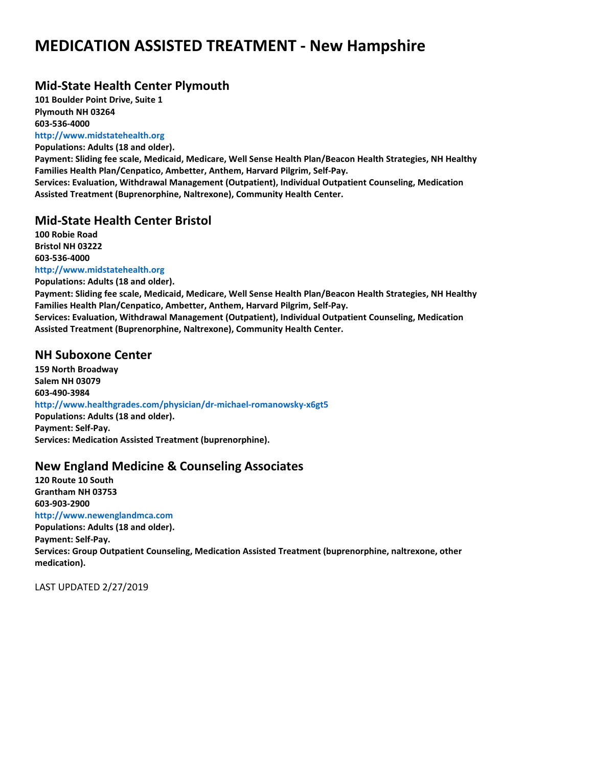# MEDICATION ASSISTED TREATMENT - New Hampshire

## Mid-State Health Center Plymouth

**101 Boulder Point Drive, Suite 1**
**Plymouth NH 03264**
**603-536-4000**
**http://www.midstatehealth.org**
**Populations: Adults (18 and older).**
**Payment: Sliding fee scale, Medicaid, Medicare, Well Sense Health Plan/Beacon Health Strategies, NH Healthy Families Health Plan/Cenpatico, Ambetter, Anthem, Harvard Pilgrim, Self-Pay.**
**Services: Evaluation, Withdrawal Management (Outpatient), Individual Outpatient Counseling, Medication Assisted Treatment (Buprenorphine, Naltrexone), Community Health Center.**

## Mid-State Health Center Bristol

**100 Robie Road**
**Bristol NH 03222**
**603-536-4000**
**http://www.midstatehealth.org**
**Populations: Adults (18 and older).**
**Payment: Sliding fee scale, Medicaid, Medicare, Well Sense Health Plan/Beacon Health Strategies, NH Healthy Families Health Plan/Cenpatico, Ambetter, Anthem, Harvard Pilgrim, Self-Pay.**
**Services: Evaluation, Withdrawal Management (Outpatient), Individual Outpatient Counseling, Medication Assisted Treatment (Buprenorphine, Naltrexone), Community Health Center.**

## NH Suboxone Center

**159 North Broadway**
**Salem NH 03079**
**603-490-3984**
**http://www.healthgrades.com/physician/dr-michael-romanowsky-x6gt5**
**Populations: Adults (18 and older).**
**Payment: Self-Pay.**
**Services: Medication Assisted Treatment (buprenorphine).**

## New England Medicine & Counseling Associates

**120 Route 10 South**
**Grantham NH 03753**
**603-903-2900**
**http://www.newenglandmca.com**
**Populations: Adults (18 and older).**
**Payment: Self-Pay.**
**Services: Group Outpatient Counseling, Medication Assisted Treatment (buprenorphine, naltrexone, other medication).**

LAST UPDATED 2/27/2019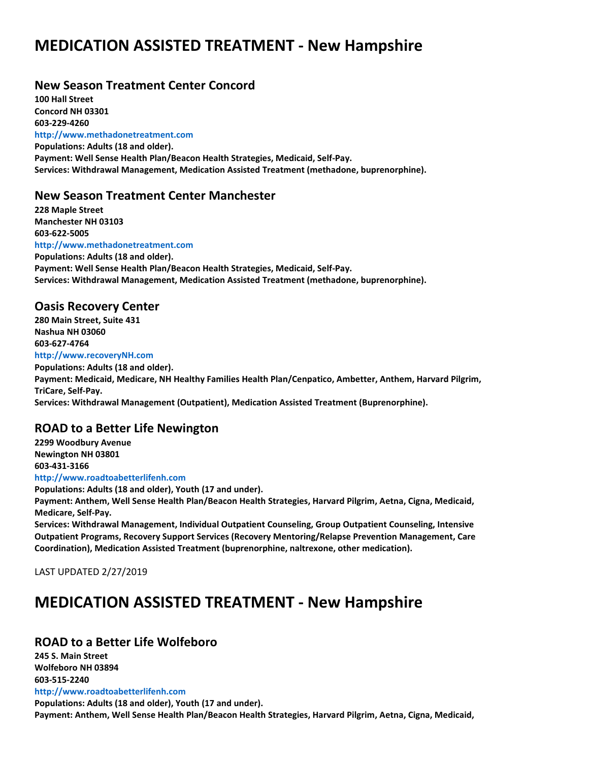# MEDICATION ASSISTED TREATMENT - New Hampshire

## New Season Treatment Center Concord

**100 Hall Street**
**Concord NH 03301**
**603-229-4260**
**http://www.methadonetreatment.com**
**Populations: Adults (18 and older).**
**Payment: Well Sense Health Plan/Beacon Health Strategies, Medicaid, Self-Pay.**
**Services: Withdrawal Management, Medication Assisted Treatment (methadone, buprenorphine).**

## New Season Treatment Center Manchester

**228 Maple Street**
**Manchester NH 03103**
**603-622-5005**
**http://www.methadonetreatment.com**
**Populations: Adults (18 and older).**
**Payment: Well Sense Health Plan/Beacon Health Strategies, Medicaid, Self-Pay.**
**Services: Withdrawal Management, Medication Assisted Treatment (methadone, buprenorphine).**

## Oasis Recovery Center

**280 Main Street, Suite 431**
**Nashua NH 03060**
**603-627-4764**
**http://www.recoveryNH.com**
**Populations: Adults (18 and older).**
**Payment: Medicaid, Medicare, NH Healthy Families Health Plan/Cenpatico, Ambetter, Anthem, Harvard Pilgrim, TriCare, Self-Pay.**
**Services: Withdrawal Management (Outpatient), Medication Assisted Treatment (Buprenorphine).**

## ROAD to a Better Life Newington

**2299 Woodbury Avenue**
**Newington NH 03801**
**603-431-3166**
**http://www.roadtoabetterlifenh.com**
**Populations: Adults (18 and older), Youth (17 and under).**
**Payment: Anthem, Well Sense Health Plan/Beacon Health Strategies, Harvard Pilgrim, Aetna, Cigna, Medicaid, Medicare, Self-Pay.**
**Services: Withdrawal Management, Individual Outpatient Counseling, Group Outpatient Counseling, Intensive Outpatient Programs, Recovery Support Services (Recovery Mentoring/Relapse Prevention Management, Care Coordination), Medication Assisted Treatment (buprenorphine, naltrexone, other medication).**

LAST UPDATED 2/27/2019

# MEDICATION ASSISTED TREATMENT - New Hampshire

## ROAD to a Better Life Wolfeboro

**245 S. Main Street**
**Wolfeboro NH 03894**
**603-515-2240**
**http://www.roadtoabetterlifenh.com**
**Populations: Adults (18 and older), Youth (17 and under).**
**Payment: Anthem, Well Sense Health Plan/Beacon Health Strategies, Harvard Pilgrim, Aetna, Cigna, Medicaid,**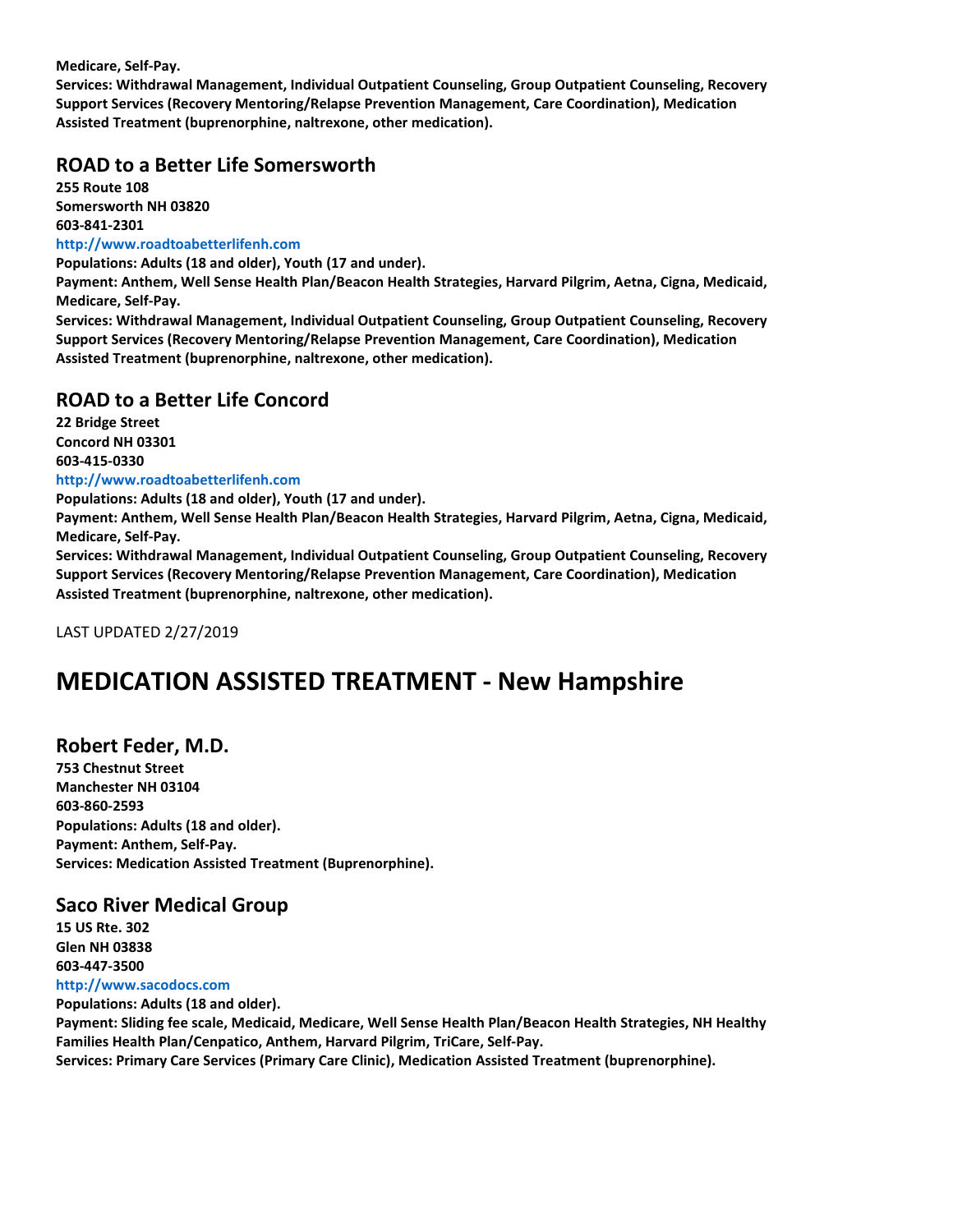**Medicare, Self-Pay.**
**Services: Withdrawal Management, Individual Outpatient Counseling, Group Outpatient Counseling, Recovery Support Services (Recovery Mentoring/Relapse Prevention Management, Care Coordination), Medication Assisted Treatment (buprenorphine, naltrexone, other medication).**

## ROAD to a Better Life Somersworth

**255 Route 108**
**Somersworth NH 03820**
**603-841-2301**
**http://www.roadtoabetterlifenh.com**
**Populations: Adults (18 and older), Youth (17 and under).**
**Payment: Anthem, Well Sense Health Plan/Beacon Health Strategies, Harvard Pilgrim, Aetna, Cigna, Medicaid, Medicare, Self-Pay.**
**Services: Withdrawal Management, Individual Outpatient Counseling, Group Outpatient Counseling, Recovery Support Services (Recovery Mentoring/Relapse Prevention Management, Care Coordination), Medication Assisted Treatment (buprenorphine, naltrexone, other medication).**

## ROAD to a Better Life Concord

**22 Bridge Street**
**Concord NH 03301**
**603-415-0330**
**http://www.roadtoabetterlifenh.com**
**Populations: Adults (18 and older), Youth (17 and under).**
**Payment: Anthem, Well Sense Health Plan/Beacon Health Strategies, Harvard Pilgrim, Aetna, Cigna, Medicaid, Medicare, Self-Pay.**
**Services: Withdrawal Management, Individual Outpatient Counseling, Group Outpatient Counseling, Recovery Support Services (Recovery Mentoring/Relapse Prevention Management, Care Coordination), Medication Assisted Treatment (buprenorphine, naltrexone, other medication).**

LAST UPDATED 2/27/2019

# MEDICATION ASSISTED TREATMENT - New Hampshire

## Robert Feder, M.D.

**753 Chestnut Street**
**Manchester NH 03104**
**603-860-2593**
**Populations: Adults (18 and older).**
**Payment: Anthem, Self-Pay.**
**Services: Medication Assisted Treatment (Buprenorphine).**

## Saco River Medical Group

**15 US Rte. 302**
**Glen NH 03838**
**603-447-3500**
**http://www.sacodocs.com**
**Populations: Adults (18 and older).**
**Payment: Sliding fee scale, Medicaid, Medicare, Well Sense Health Plan/Beacon Health Strategies, NH Healthy Families Health Plan/Cenpatico, Anthem, Harvard Pilgrim, TriCare, Self-Pay.**
**Services: Primary Care Services (Primary Care Clinic), Medication Assisted Treatment (buprenorphine).**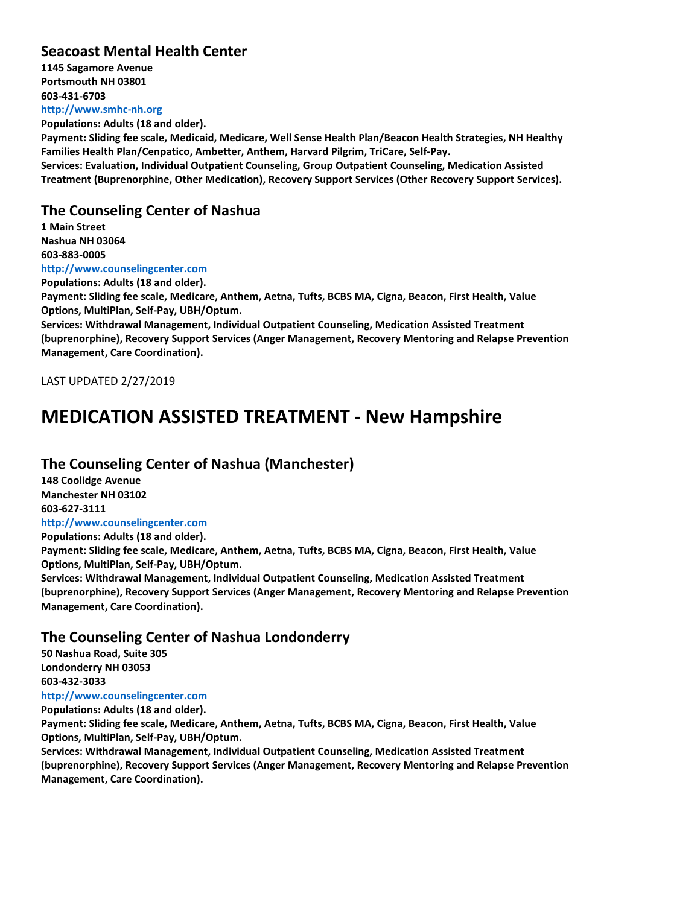## Seacoast Mental Health Center

**1145 Sagamore Avenue**
**Portsmouth NH 03801**
**603-431-6703**
**http://www.smhc-nh.org**
**Populations: Adults (18 and older).**
**Payment: Sliding fee scale, Medicaid, Medicare, Well Sense Health Plan/Beacon Health Strategies, NH Healthy Families Health Plan/Cenpatico, Ambetter, Anthem, Harvard Pilgrim, TriCare, Self-Pay.**
**Services: Evaluation, Individual Outpatient Counseling, Group Outpatient Counseling, Medication Assisted Treatment (Buprenorphine, Other Medication), Recovery Support Services (Other Recovery Support Services).**

## The Counseling Center of Nashua

**1 Main Street**
**Nashua NH 03064**
**603-883-0005**
**http://www.counselingcenter.com**
**Populations: Adults (18 and older).**
**Payment: Sliding fee scale, Medicare, Anthem, Aetna, Tufts, BCBS MA, Cigna, Beacon, First Health, Value Options, MultiPlan, Self-Pay, UBH/Optum.**
**Services: Withdrawal Management, Individual Outpatient Counseling, Medication Assisted Treatment (buprenorphine), Recovery Support Services (Anger Management, Recovery Mentoring and Relapse Prevention Management, Care Coordination).**

LAST UPDATED 2/27/2019

# MEDICATION ASSISTED TREATMENT - New Hampshire

## The Counseling Center of Nashua (Manchester)

**148 Coolidge Avenue**
**Manchester NH 03102**
**603-627-3111**
**http://www.counselingcenter.com**
**Populations: Adults (18 and older).**
**Payment: Sliding fee scale, Medicare, Anthem, Aetna, Tufts, BCBS MA, Cigna, Beacon, First Health, Value Options, MultiPlan, Self-Pay, UBH/Optum.**
**Services: Withdrawal Management, Individual Outpatient Counseling, Medication Assisted Treatment (buprenorphine), Recovery Support Services (Anger Management, Recovery Mentoring and Relapse Prevention Management, Care Coordination).**

## The Counseling Center of Nashua Londonderry

**50 Nashua Road, Suite 305**
**Londonderry NH 03053**
**603-432-3033**
**http://www.counselingcenter.com**
**Populations: Adults (18 and older).**
**Payment: Sliding fee scale, Medicare, Anthem, Aetna, Tufts, BCBS MA, Cigna, Beacon, First Health, Value Options, MultiPlan, Self-Pay, UBH/Optum.**
**Services: Withdrawal Management, Individual Outpatient Counseling, Medication Assisted Treatment (buprenorphine), Recovery Support Services (Anger Management, Recovery Mentoring and Relapse Prevention Management, Care Coordination).**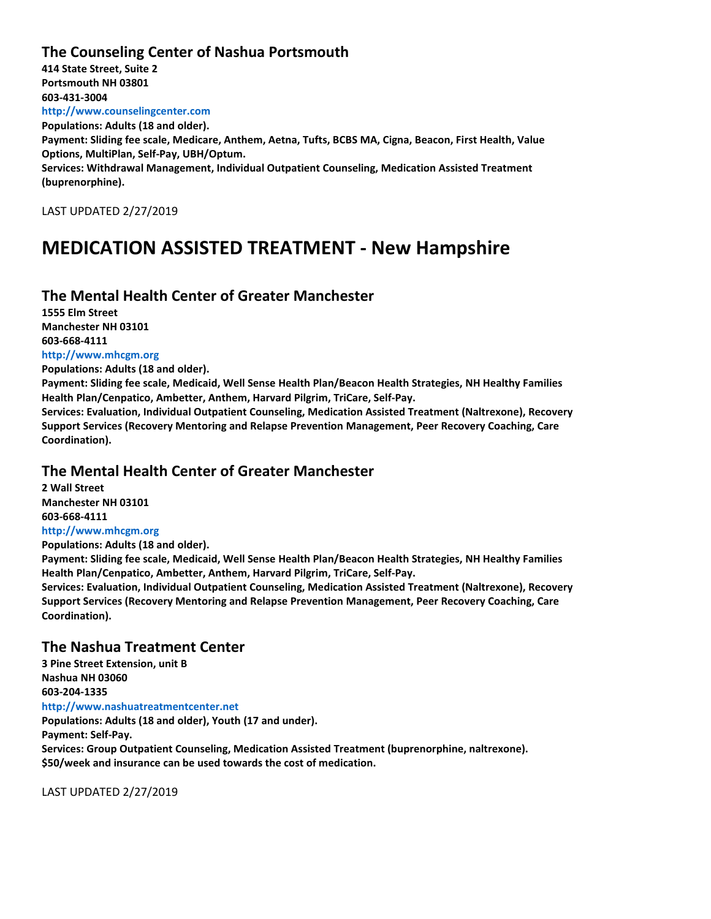### The Counseling Center of Nashua Portsmouth

**414 State Street, Suite 2**
**Portsmouth NH 03801**
**603-431-3004**
**http://www.counselingcenter.com**
**Populations: Adults (18 and older).**
**Payment: Sliding fee scale, Medicare, Anthem, Aetna, Tufts, BCBS MA, Cigna, Beacon, First Health, Value Options, MultiPlan, Self-Pay, UBH/Optum.**
**Services: Withdrawal Management, Individual Outpatient Counseling, Medication Assisted Treatment (buprenorphine).**

LAST UPDATED 2/27/2019

# MEDICATION ASSISTED TREATMENT - New Hampshire

### The Mental Health Center of Greater Manchester

**1555 Elm Street**
**Manchester NH 03101**
**603-668-4111**
**http://www.mhcgm.org**
**Populations: Adults (18 and older).**
**Payment: Sliding fee scale, Medicaid, Well Sense Health Plan/Beacon Health Strategies, NH Healthy Families Health Plan/Cenpatico, Ambetter, Anthem, Harvard Pilgrim, TriCare, Self-Pay.**
**Services: Evaluation, Individual Outpatient Counseling, Medication Assisted Treatment (Naltrexone), Recovery Support Services (Recovery Mentoring and Relapse Prevention Management, Peer Recovery Coaching, Care Coordination).**

### The Mental Health Center of Greater Manchester

**2 Wall Street**
**Manchester NH 03101**
**603-668-4111**
**http://www.mhcgm.org**
**Populations: Adults (18 and older).**
**Payment: Sliding fee scale, Medicaid, Well Sense Health Plan/Beacon Health Strategies, NH Healthy Families Health Plan/Cenpatico, Ambetter, Anthem, Harvard Pilgrim, TriCare, Self-Pay.**
**Services: Evaluation, Individual Outpatient Counseling, Medication Assisted Treatment (Naltrexone), Recovery Support Services (Recovery Mentoring and Relapse Prevention Management, Peer Recovery Coaching, Care Coordination).**

### The Nashua Treatment Center

**3 Pine Street Extension, unit B**
**Nashua NH 03060**
**603-204-1335**
**http://www.nashuatreatmentcenter.net**
**Populations: Adults (18 and older), Youth (17 and under).**
**Payment: Self-Pay.**
**Services: Group Outpatient Counseling, Medication Assisted Treatment (buprenorphine, naltrexone). $50/week and insurance can be used towards the cost of medication.**

LAST UPDATED 2/27/2019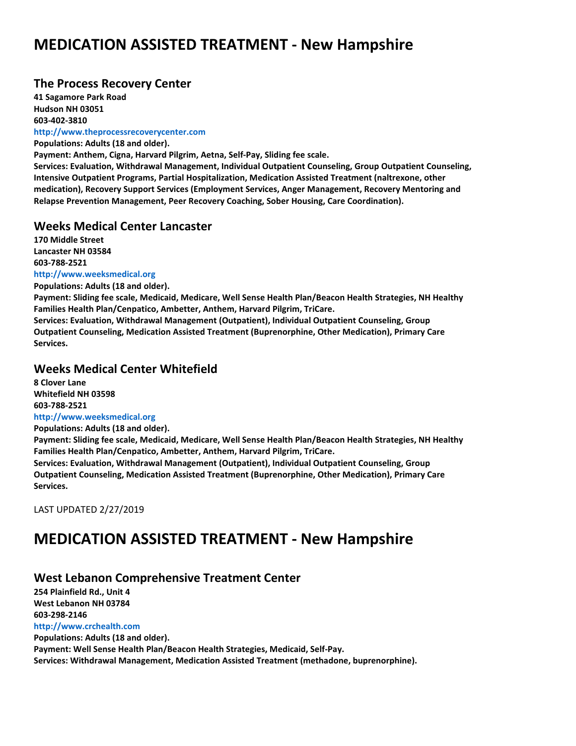# MEDICATION ASSISTED TREATMENT - New Hampshire

## The Process Recovery Center

**41 Sagamore Park Road**
**Hudson NH 03051**
**603-402-3810**
**http://www.theprocessrecoverycenter.com**
**Populations: Adults (18 and older).**
**Payment: Anthem, Cigna, Harvard Pilgrim, Aetna, Self-Pay, Sliding fee scale.**
**Services: Evaluation, Withdrawal Management, Individual Outpatient Counseling, Group Outpatient Counseling, Intensive Outpatient Programs, Partial Hospitalization, Medication Assisted Treatment (naltrexone, other medication), Recovery Support Services (Employment Services, Anger Management, Recovery Mentoring and Relapse Prevention Management, Peer Recovery Coaching, Sober Housing, Care Coordination).**

## Weeks Medical Center Lancaster

**170 Middle Street**
**Lancaster NH 03584**
**603-788-2521**
**http://www.weeksmedical.org**
**Populations: Adults (18 and older).**
**Payment: Sliding fee scale, Medicaid, Medicare, Well Sense Health Plan/Beacon Health Strategies, NH Healthy Families Health Plan/Cenpatico, Ambetter, Anthem, Harvard Pilgrim, TriCare.**
**Services: Evaluation, Withdrawal Management (Outpatient), Individual Outpatient Counseling, Group Outpatient Counseling, Medication Assisted Treatment (Buprenorphine, Other Medication), Primary Care Services.**

## Weeks Medical Center Whitefield

**8 Clover Lane**
**Whitefield NH 03598**
**603-788-2521**
**http://www.weeksmedical.org**
**Populations: Adults (18 and older).**
**Payment: Sliding fee scale, Medicaid, Medicare, Well Sense Health Plan/Beacon Health Strategies, NH Healthy Families Health Plan/Cenpatico, Ambetter, Anthem, Harvard Pilgrim, TriCare.**
**Services: Evaluation, Withdrawal Management (Outpatient), Individual Outpatient Counseling, Group Outpatient Counseling, Medication Assisted Treatment (Buprenorphine, Other Medication), Primary Care Services.**

LAST UPDATED 2/27/2019

# MEDICATION ASSISTED TREATMENT - New Hampshire

## West Lebanon Comprehensive Treatment Center

**254 Plainfield Rd., Unit 4**
**West Lebanon NH 03784**
**603-298-2146**
**http://www.crchealth.com**
**Populations: Adults (18 and older).**
**Payment: Well Sense Health Plan/Beacon Health Strategies, Medicaid, Self-Pay.**
**Services: Withdrawal Management, Medication Assisted Treatment (methadone, buprenorphine).**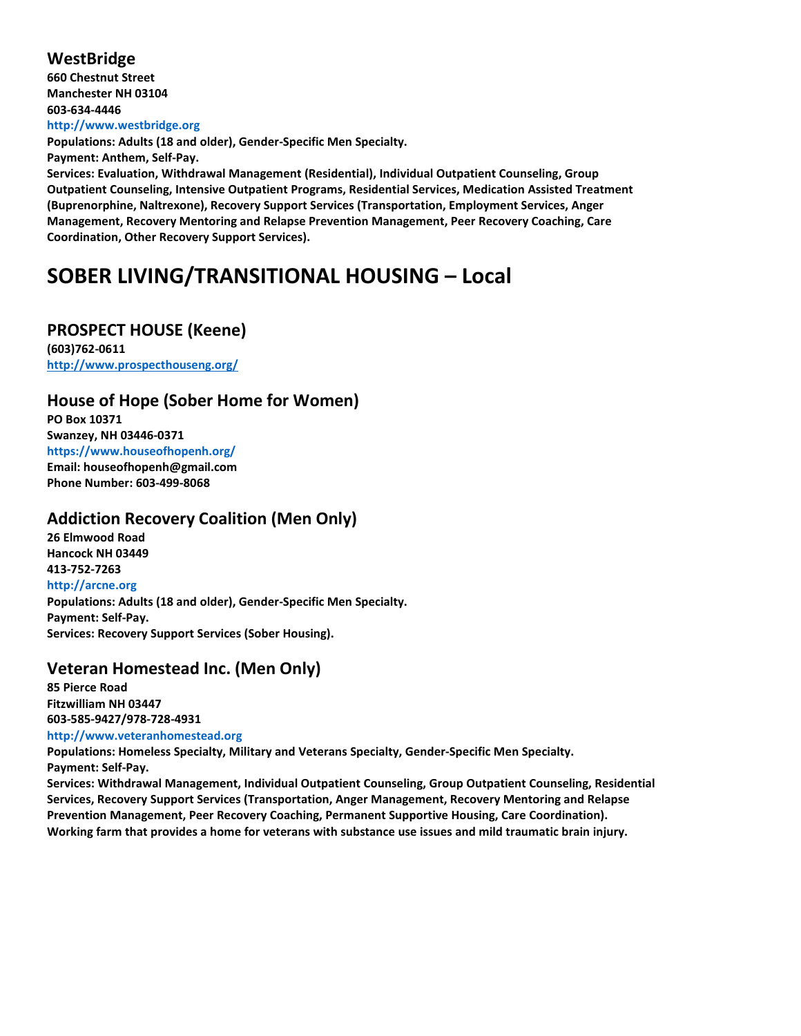### WestBridge

**660 Chestnut Street**
**Manchester NH 03104**
**603-634-4446**
**http://www.westbridge.org**
**Populations: Adults (18 and older), Gender-Specific Men Specialty.**
**Payment: Anthem, Self-Pay.**
**Services: Evaluation, Withdrawal Management (Residential), Individual Outpatient Counseling, Group Outpatient Counseling, Intensive Outpatient Programs, Residential Services, Medication Assisted Treatment (Buprenorphine, Naltrexone), Recovery Support Services (Transportation, Employment Services, Anger Management, Recovery Mentoring and Relapse Prevention Management, Peer Recovery Coaching, Care Coordination, Other Recovery Support Services).**

# SOBER LIVING/TRANSITIONAL HOUSING – Local

### PROSPECT HOUSE (Keene)

**(603)762-0611**
**http://www.prospecthouseng.org/**

### House of Hope (Sober Home for Women)

**PO Box 10371**
**Swanzey, NH 03446-0371**
**https://www.houseofhopenh.org/**
**Email: houseofhopenh@gmail.com**
**Phone Number: 603-499-8068**

### Addiction Recovery Coalition (Men Only)

**26 Elmwood Road**
**Hancock NH 03449**
**413-752-7263**
**http://arcne.org**
**Populations: Adults (18 and older), Gender-Specific Men Specialty.**
**Payment: Self-Pay.**
**Services: Recovery Support Services (Sober Housing).**

### Veteran Homestead Inc. (Men Only)

**85 Pierce Road**
**Fitzwilliam NH 03447**
**603-585-9427/978-728-4931**
**http://www.veteranhomestead.org**
**Populations: Homeless Specialty, Military and Veterans Specialty, Gender-Specific Men Specialty.**
**Payment: Self-Pay.**
**Services: Withdrawal Management, Individual Outpatient Counseling, Group Outpatient Counseling, Residential Services, Recovery Support Services (Transportation, Anger Management, Recovery Mentoring and Relapse Prevention Management, Peer Recovery Coaching, Permanent Supportive Housing, Care Coordination).**
**Working farm that provides a home for veterans with substance use issues and mild traumatic brain injury.**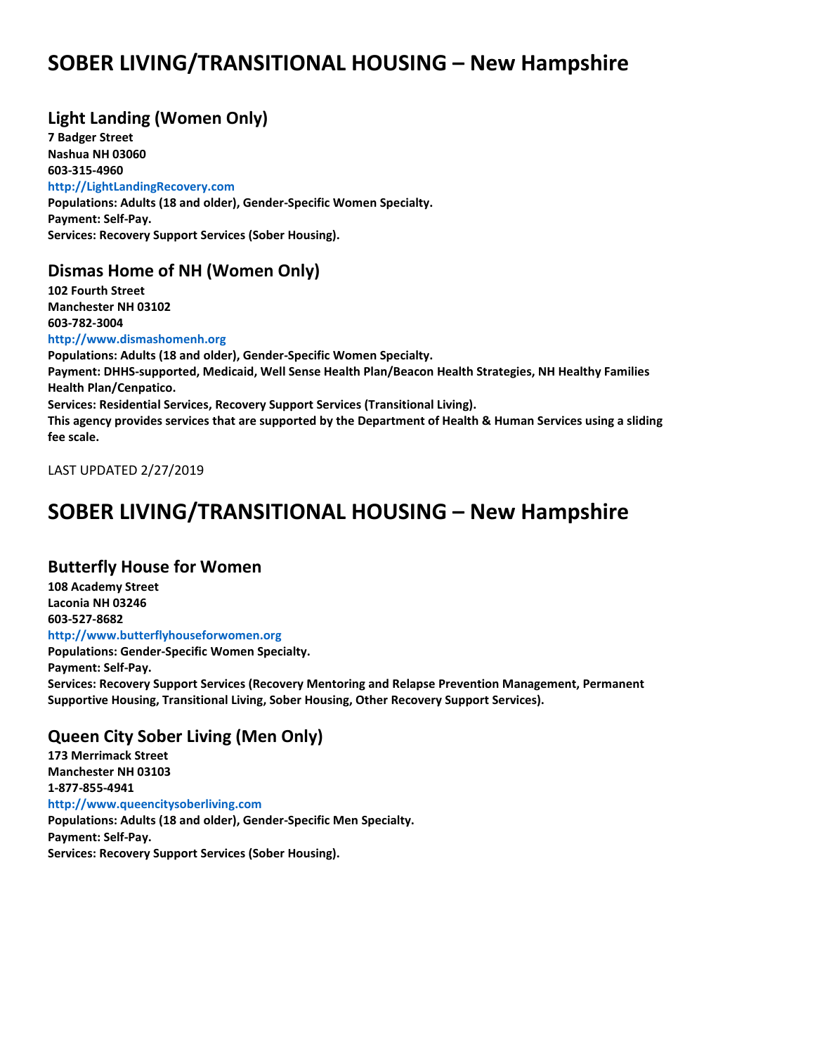# SOBER LIVING/TRANSITIONAL HOUSING – New Hampshire

## Light Landing (Women Only)

**7 Badger Street**
**Nashua NH 03060**
**603-315-4960**
**http://LightLandingRecovery.com**
**Populations: Adults (18 and older), Gender-Specific Women Specialty.**
**Payment: Self-Pay.**
**Services: Recovery Support Services (Sober Housing).**

## Dismas Home of NH (Women Only)

**102 Fourth Street**
**Manchester NH 03102**
**603-782-3004**
**http://www.dismashomenh.org**
**Populations: Adults (18 and older), Gender-Specific Women Specialty.**
**Payment: DHHS-supported, Medicaid, Well Sense Health Plan/Beacon Health Strategies, NH Healthy Families Health Plan/Cenpatico.**
**Services: Residential Services, Recovery Support Services (Transitional Living).**
**This agency provides services that are supported by the Department of Health & Human Services using a sliding fee scale.**

LAST UPDATED 2/27/2019

# SOBER LIVING/TRANSITIONAL HOUSING – New Hampshire

## Butterfly House for Women

**108 Academy Street**
**Laconia NH 03246**
**603-527-8682**
**http://www.butterflyhouseforwomen.org**
**Populations: Gender-Specific Women Specialty.**
**Payment: Self-Pay.**
**Services: Recovery Support Services (Recovery Mentoring and Relapse Prevention Management, Permanent Supportive Housing, Transitional Living, Sober Housing, Other Recovery Support Services).**

## Queen City Sober Living (Men Only)

**173 Merrimack Street**
**Manchester NH 03103**
**1-877-855-4941**
**http://www.queencitysoberliving.com**
**Populations: Adults (18 and older), Gender-Specific Men Specialty.**
**Payment: Self-Pay.**
**Services: Recovery Support Services (Sober Housing).**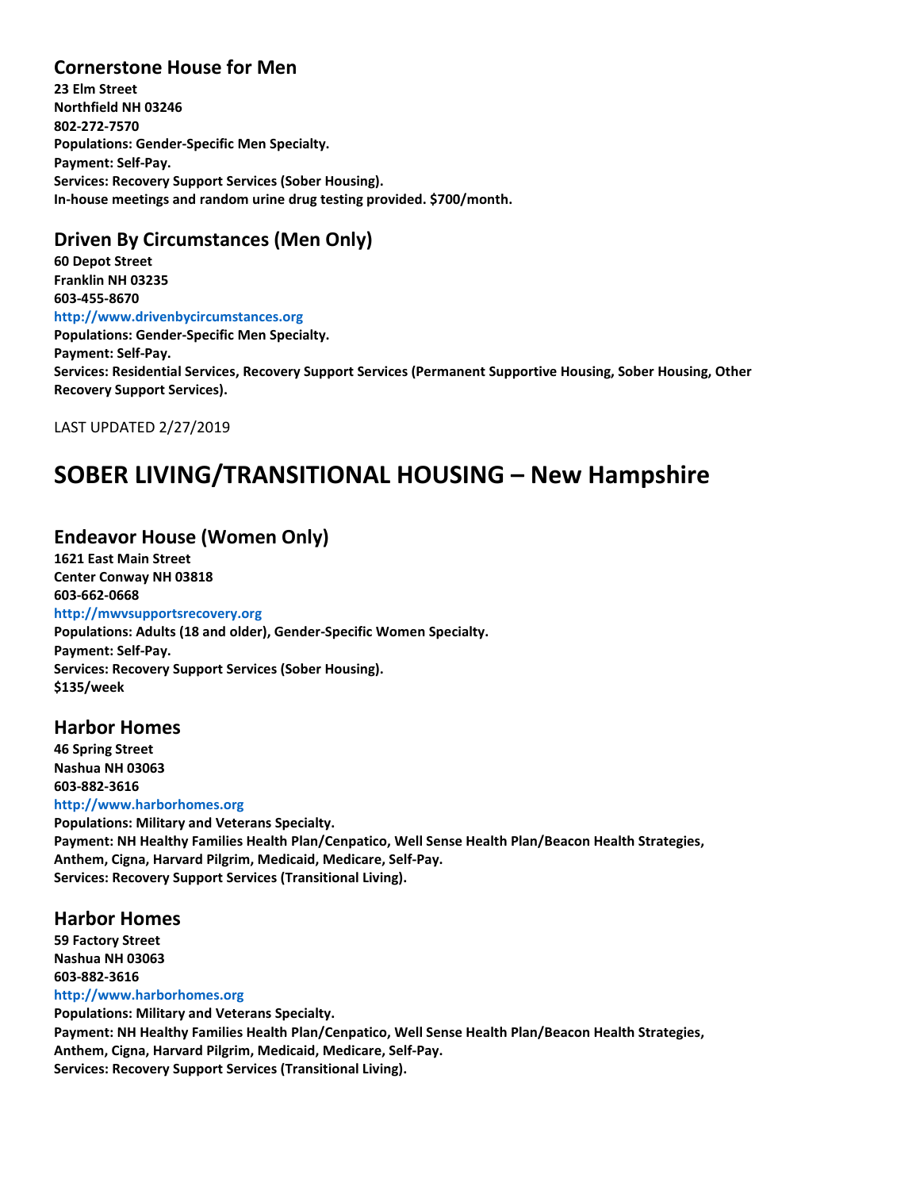### Cornerstone House for Men

**23 Elm Street**
**Northfield NH 03246**
**802-272-7570**
**Populations: Gender-Specific Men Specialty.**
**Payment: Self-Pay.**
**Services: Recovery Support Services (Sober Housing).**
**In-house meetings and random urine drug testing provided. $700/month.**

### Driven By Circumstances (Men Only)

**60 Depot Street**
**Franklin NH 03235**
**603-455-8670**
**http://www.drivenbycircumstances.org**
**Populations: Gender-Specific Men Specialty.**
**Payment: Self-Pay.**
**Services: Residential Services, Recovery Support Services (Permanent Supportive Housing, Sober Housing, Other Recovery Support Services).**

LAST UPDATED 2/27/2019

# SOBER LIVING/TRANSITIONAL HOUSING – New Hampshire

### Endeavor House (Women Only)

**1621 East Main Street**
**Center Conway NH 03818**
**603-662-0668**
**http://mwvsupportsrecovery.org**
**Populations: Adults (18 and older), Gender-Specific Women Specialty.**
**Payment: Self-Pay.**
**Services: Recovery Support Services (Sober Housing).**
**$135/week**

### Harbor Homes

**46 Spring Street**
**Nashua NH 03063**
**603-882-3616**
**http://www.harborhomes.org**
**Populations: Military and Veterans Specialty.**
**Payment: NH Healthy Families Health Plan/Cenpatico, Well Sense Health Plan/Beacon Health Strategies, Anthem, Cigna, Harvard Pilgrim, Medicaid, Medicare, Self-Pay.**
**Services: Recovery Support Services (Transitional Living).**

### Harbor Homes

**59 Factory Street**
**Nashua NH 03063**
**603-882-3616**
**http://www.harborhomes.org**
**Populations: Military and Veterans Specialty.**
**Payment: NH Healthy Families Health Plan/Cenpatico, Well Sense Health Plan/Beacon Health Strategies, Anthem, Cigna, Harvard Pilgrim, Medicaid, Medicare, Self-Pay.**
**Services: Recovery Support Services (Transitional Living).**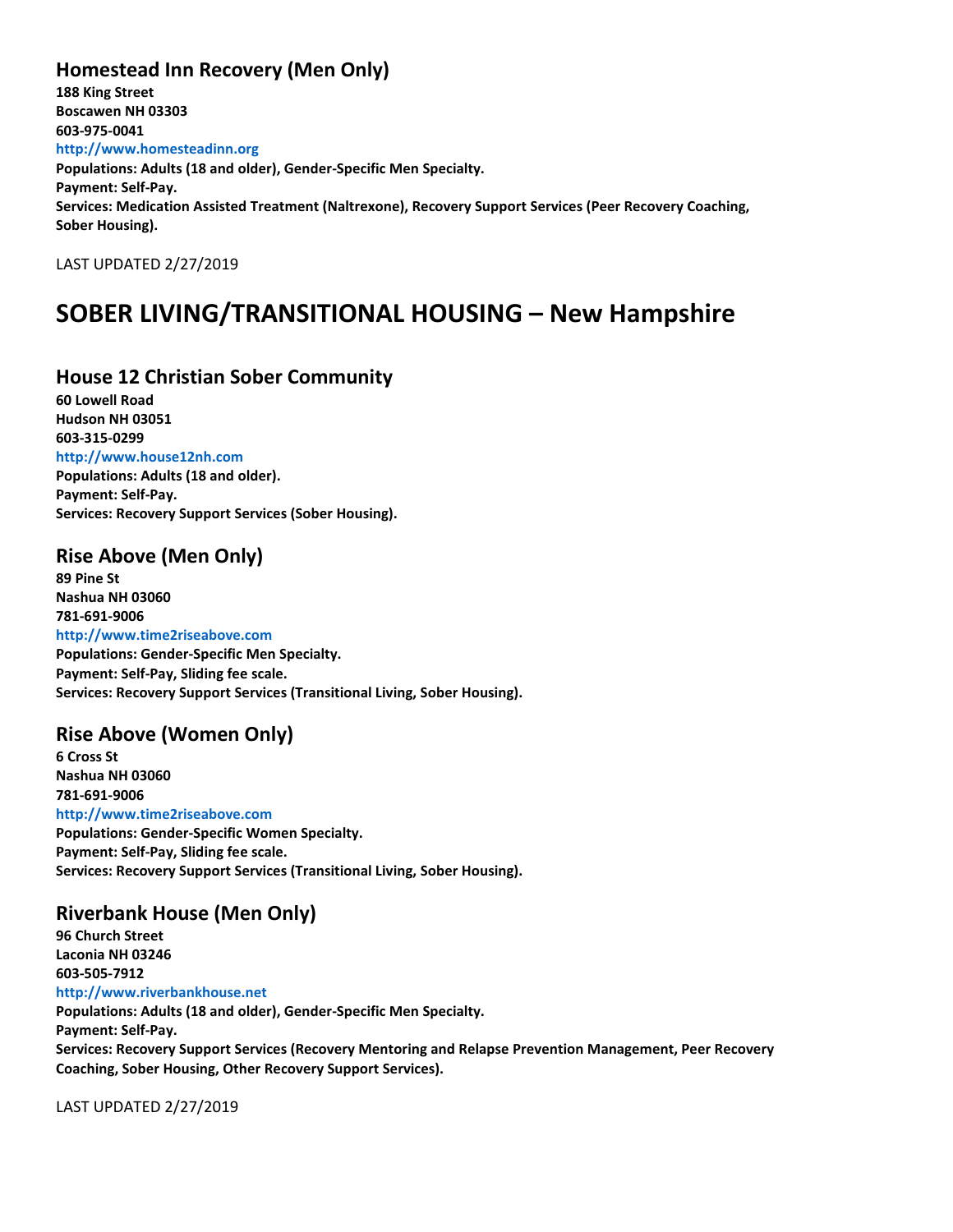### Homestead Inn Recovery (Men Only)

**188 King Street**
**Boscawen NH 03303**
**603-975-0041**
**http://www.homesteadinn.org**
**Populations: Adults (18 and older), Gender-Specific Men Specialty.**
**Payment: Self-Pay.**
**Services: Medication Assisted Treatment (Naltrexone), Recovery Support Services (Peer Recovery Coaching, Sober Housing).**

LAST UPDATED 2/27/2019

## SOBER LIVING/TRANSITIONAL HOUSING – New Hampshire

### House 12 Christian Sober Community

**60 Lowell Road**
**Hudson NH 03051**
**603-315-0299**
**http://www.house12nh.com**
**Populations: Adults (18 and older).**
**Payment: Self-Pay.**
**Services: Recovery Support Services (Sober Housing).**

### Rise Above (Men Only)

**89 Pine St**
**Nashua NH 03060**
**781-691-9006**
**http://www.time2riseabove.com**
**Populations: Gender-Specific Men Specialty.**
**Payment: Self-Pay, Sliding fee scale.**
**Services: Recovery Support Services (Transitional Living, Sober Housing).**

### Rise Above (Women Only)

**6 Cross St**
**Nashua NH 03060**
**781-691-9006**
**http://www.time2riseabove.com**
**Populations: Gender-Specific Women Specialty.**
**Payment: Self-Pay, Sliding fee scale.**
**Services: Recovery Support Services (Transitional Living, Sober Housing).**

### Riverbank House (Men Only)

**96 Church Street**
**Laconia NH 03246**
**603-505-7912**
**http://www.riverbankhouse.net**
**Populations: Adults (18 and older), Gender-Specific Men Specialty.**
**Payment: Self-Pay.**
**Services: Recovery Support Services (Recovery Mentoring and Relapse Prevention Management, Peer Recovery Coaching, Sober Housing, Other Recovery Support Services).**

LAST UPDATED 2/27/2019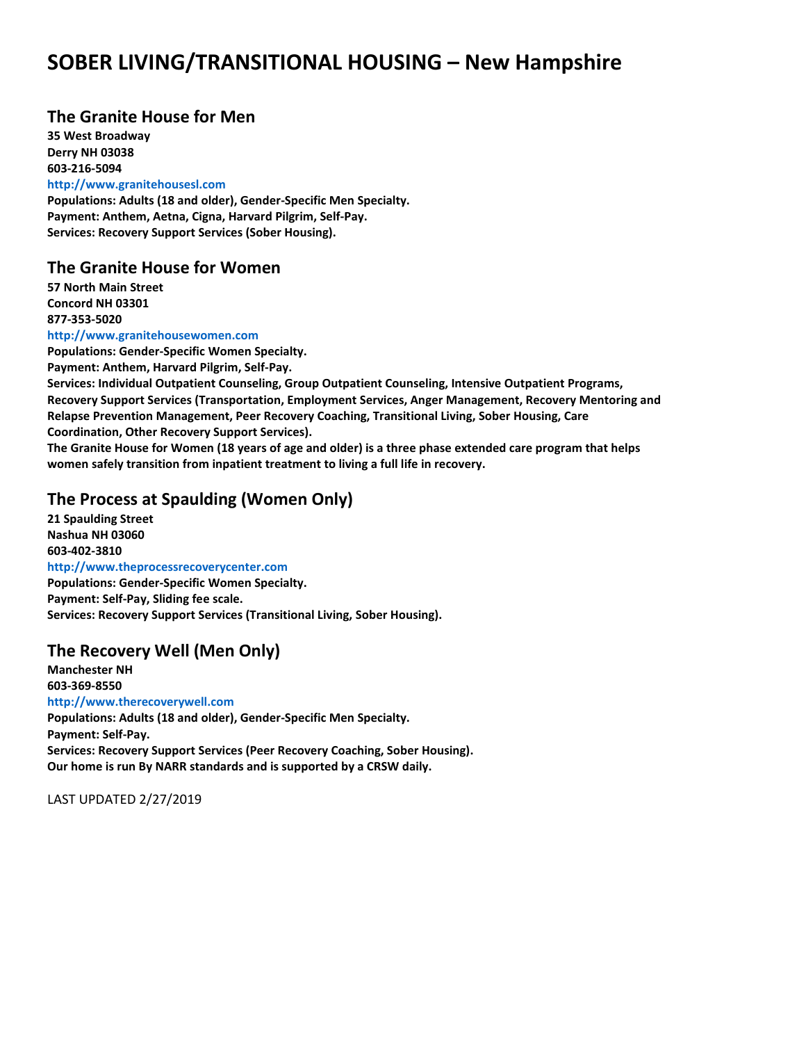# SOBER LIVING/TRANSITIONAL HOUSING – New Hampshire

## The Granite House for Men

**35 West Broadway**
**Derry NH 03038**
**603-216-5094**
**http://www.granitehousesl.com**
**Populations: Adults (18 and older), Gender-Specific Men Specialty.**
**Payment: Anthem, Aetna, Cigna, Harvard Pilgrim, Self-Pay.**
**Services: Recovery Support Services (Sober Housing).**

## The Granite House for Women

**57 North Main Street**
**Concord NH 03301**
**877-353-5020**
**http://www.granitehousewomen.com**
**Populations: Gender-Specific Women Specialty.**
**Payment: Anthem, Harvard Pilgrim, Self-Pay.**
**Services: Individual Outpatient Counseling, Group Outpatient Counseling, Intensive Outpatient Programs, Recovery Support Services (Transportation, Employment Services, Anger Management, Recovery Mentoring and Relapse Prevention Management, Peer Recovery Coaching, Transitional Living, Sober Housing, Care Coordination, Other Recovery Support Services).**
**The Granite House for Women (18 years of age and older) is a three phase extended care program that helps women safely transition from inpatient treatment to living a full life in recovery.**

## The Process at Spaulding (Women Only)

**21 Spaulding Street**
**Nashua NH 03060**
**603-402-3810**
**http://www.theprocessrecoverycenter.com**
**Populations: Gender-Specific Women Specialty.**
**Payment: Self-Pay, Sliding fee scale.**
**Services: Recovery Support Services (Transitional Living, Sober Housing).**

## The Recovery Well (Men Only)

**Manchester NH**
**603-369-8550**
**http://www.therecoverywell.com**
**Populations: Adults (18 and older), Gender-Specific Men Specialty.**
**Payment: Self-Pay.**
**Services: Recovery Support Services (Peer Recovery Coaching, Sober Housing).**
**Our home is run By NARR standards and is supported by a CRSW daily.**

LAST UPDATED 2/27/2019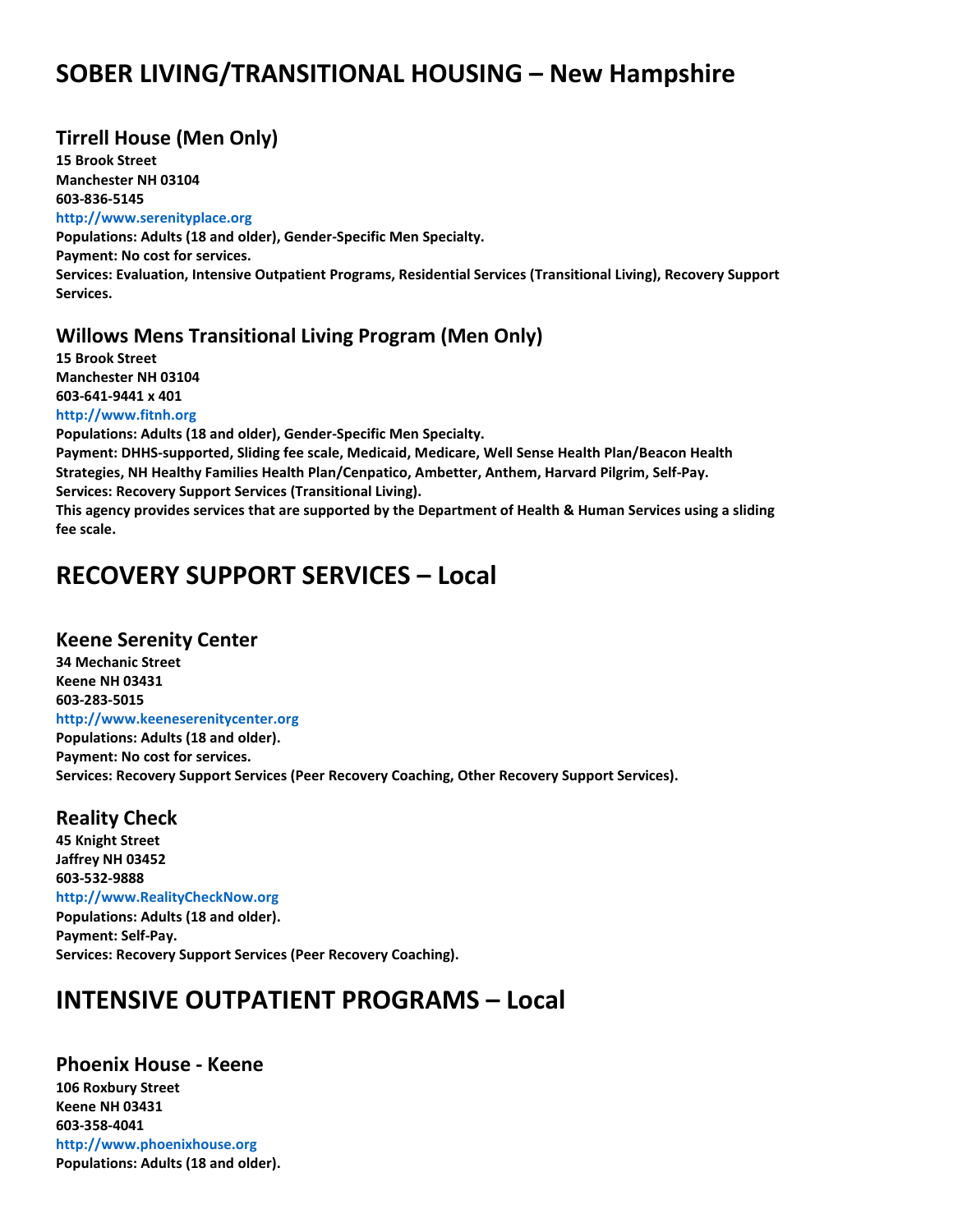# SOBER LIVING/TRANSITIONAL HOUSING – New Hampshire

## Tirrell House (Men Only)

**15 Brook Street**
**Manchester NH 03104**
**603-836-5145**
**http://www.serenityplace.org**
**Populations: Adults (18 and older), Gender-Specific Men Specialty.**
**Payment: No cost for services.**
**Services: Evaluation, Intensive Outpatient Programs, Residential Services (Transitional Living), Recovery Support Services.**

## Willows Mens Transitional Living Program (Men Only)

**15 Brook Street**
**Manchester NH 03104**
**603-641-9441 x 401**
**http://www.fitnh.org**
**Populations: Adults (18 and older), Gender-Specific Men Specialty.**
**Payment: DHHS-supported, Sliding fee scale, Medicaid, Medicare, Well Sense Health Plan/Beacon Health Strategies, NH Healthy Families Health Plan/Cenpatico, Ambetter, Anthem, Harvard Pilgrim, Self-Pay.**
**Services: Recovery Support Services (Transitional Living).**
**This agency provides services that are supported by the Department of Health & Human Services using a sliding fee scale.**

# RECOVERY SUPPORT SERVICES – Local

## Keene Serenity Center

**34 Mechanic Street**
**Keene NH 03431**
**603-283-5015**
**http://www.keeneserenitycenter.org**
**Populations: Adults (18 and older).**
**Payment: No cost for services.**
**Services: Recovery Support Services (Peer Recovery Coaching, Other Recovery Support Services).**

## Reality Check

**45 Knight Street**
**Jaffrey NH 03452**
**603-532-9888**
**http://www.RealityCheckNow.org**
**Populations: Adults (18 and older).**
**Payment: Self-Pay.**
**Services: Recovery Support Services (Peer Recovery Coaching).**

# INTENSIVE OUTPATIENT PROGRAMS – Local

## Phoenix House - Keene

**106 Roxbury Street**
**Keene NH 03431**
**603-358-4041**
**http://www.phoenixhouse.org**
**Populations: Adults (18 and older).**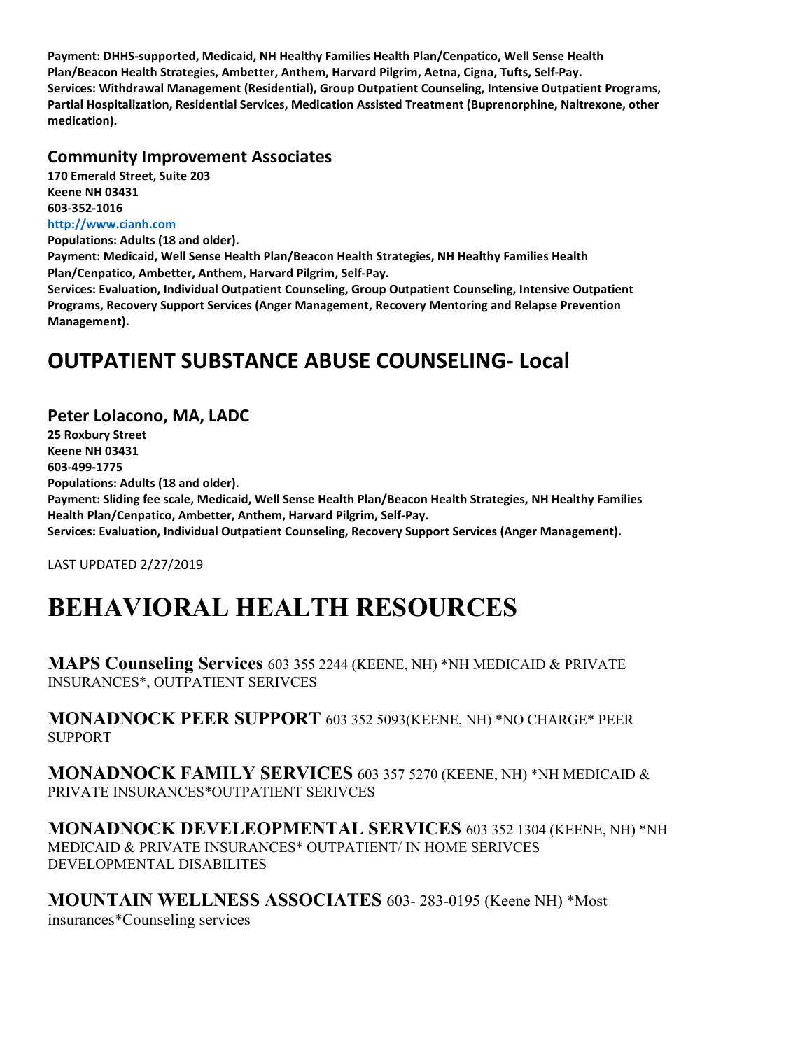**Payment: DHHS-supported, Medicaid, NH Healthy Families Health Plan/Cenpatico, Well Sense Health Plan/Beacon Health Strategies, Ambetter, Anthem, Harvard Pilgrim, Aetna, Cigna, Tufts, Self-Pay.**
**Services: Withdrawal Management (Residential), Group Outpatient Counseling, Intensive Outpatient Programs, Partial Hospitalization, Residential Services, Medication Assisted Treatment (Buprenorphine, Naltrexone, other medication).**

### Community Improvement Associates

**170 Emerald Street, Suite 203**
**Keene NH 03431**
**603-352-1016**
**http://www.cianh.com**
**Populations: Adults (18 and older).**
**Payment: Medicaid, Well Sense Health Plan/Beacon Health Strategies, NH Healthy Families Health Plan/Cenpatico, Ambetter, Anthem, Harvard Pilgrim, Self-Pay.**
**Services: Evaluation, Individual Outpatient Counseling, Group Outpatient Counseling, Intensive Outpatient Programs, Recovery Support Services (Anger Management, Recovery Mentoring and Relapse Prevention Management).**

## OUTPATIENT SUBSTANCE ABUSE COUNSELING- Local

### Peter Lolacono, MA, LADC

**25 Roxbury Street**
**Keene NH 03431**
**603-499-1775**
**Populations: Adults (18 and older).**
**Payment: Sliding fee scale, Medicaid, Well Sense Health Plan/Beacon Health Strategies, NH Healthy Families Health Plan/Cenpatico, Ambetter, Anthem, Harvard Pilgrim, Self-Pay.**
**Services: Evaluation, Individual Outpatient Counseling, Recovery Support Services (Anger Management).**

LAST UPDATED 2/27/2019

# BEHAVIORAL HEALTH RESOURCES

**MAPS Counseling Services** 603 355 2244 (KEENE, NH) *NH MEDICAID & PRIVATE INSURANCES*, OUTPATIENT SERIVCES

**MONADNOCK PEER SUPPORT** 603 352 5093(KEENE, NH) *NO CHARGE* PEER SUPPORT

**MONADNOCK FAMILY SERVICES** 603 357 5270 (KEENE, NH) *NH MEDICAID & PRIVATE INSURANCES*OUTPATIENT SERIVCES

**MONADNOCK DEVELEOPMENTAL SERVICES** 603 352 1304 (KEENE, NH) *NH MEDICAID & PRIVATE INSURANCES* OUTPATIENT/ IN HOME SERIVCES DEVELOPMENTAL DISABILITES

**MOUNTAIN WELLNESS ASSOCIATES** 603- 283-0195 (Keene NH) *Most insurances*Counseling services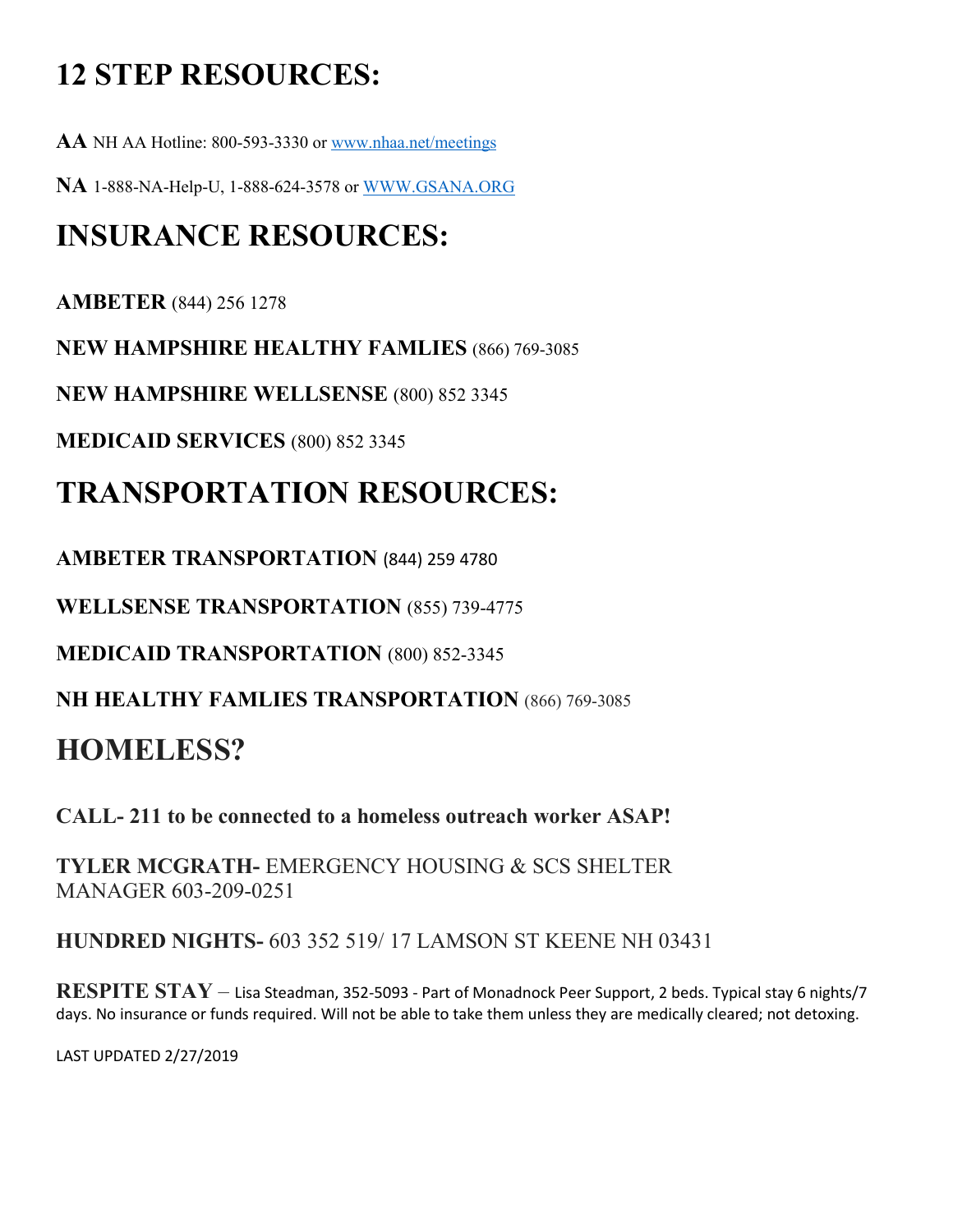# 12 STEP RESOURCES:

**AA** NH AA Hotline: 800-593-3330 or www.nhaa.net/meetings

**NA** 1-888-NA-Help-U, 1-888-624-3578 or WWW.GSANA.ORG

# INSURANCE RESOURCES:

**AMBETER** (844) 256 1278

**NEW HAMPSHIRE HEALTHY FAMLIES** (866) 769-3085

**NEW HAMPSHIRE WELLSENSE** (800) 852 3345

**MEDICAID SERVICES** (800) 852 3345

# TRANSPORTATION RESOURCES:

**AMBETER TRANSPORTATION** (844) 259 4780

**WELLSENSE TRANSPORTATION** (855) 739-4775

**MEDICAID TRANSPORTATION** (800) 852-3345

**NH HEALTHY FAMLIES TRANSPORTATION** (866) 769-3085

# HOMELESS?

**CALL- 211 to be connected to a homeless outreach worker ASAP!**

**TYLER MCGRATH-** EMERGENCY HOUSING & SCS SHELTER MANAGER 603-209-0251

**HUNDRED NIGHTS-** 603 352 519/ 17 LAMSON ST KEENE NH 03431

**RESPITE STAY** – Lisa Steadman, 352-5093 - Part of Monadnock Peer Support, 2 beds. Typical stay 6 nights/7 days. No insurance or funds required. Will not be able to take them unless they are medically cleared; not detoxing.

LAST UPDATED 2/27/2019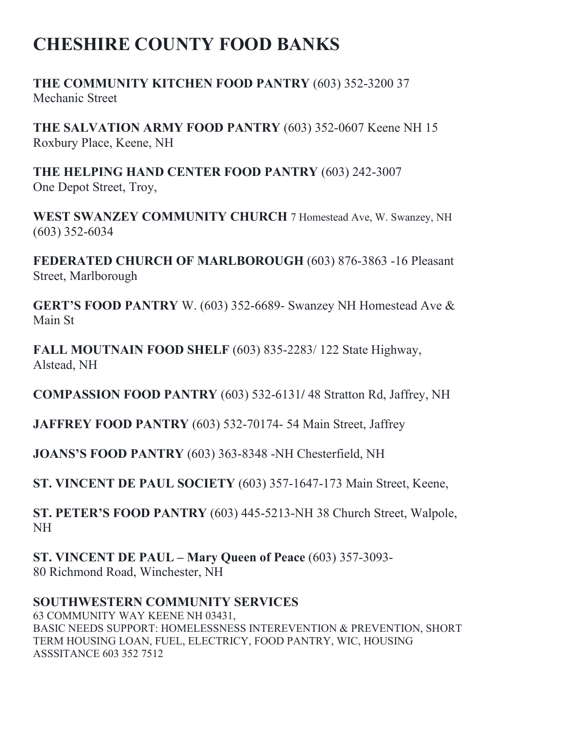# CHESHIRE COUNTY FOOD BANKS

**THE COMMUNITY KITCHEN FOOD PANTRY** (603) 352-3200 37 Mechanic Street

**THE SALVATION ARMY FOOD PANTRY** (603) 352-0607 Keene NH 15 Roxbury Place, Keene, NH

**THE HELPING HAND CENTER FOOD PANTRY** (603) 242-3007 One Depot Street, Troy,

**WEST SWANZEY COMMUNITY CHURCH** 7 Homestead Ave, W. Swanzey, NH (603) 352-6034

**FEDERATED CHURCH OF MARLBOROUGH** (603) 876-3863 -16 Pleasant Street, Marlborough

**GERT'S FOOD PANTRY** W. (603) 352-6689- Swanzey NH Homestead Ave & Main St

**FALL MOUTNAIN FOOD SHELF** (603) 835-2283/ 122 State Highway, Alstead, NH

**COMPASSION FOOD PANTRY** (603) 532-6131/ 48 Stratton Rd, Jaffrey, NH

**JAFFREY FOOD PANTRY** (603) 532-70174- 54 Main Street, Jaffrey

**JOANS'S FOOD PANTRY** (603) 363-8348 -NH Chesterfield, NH

**ST. VINCENT DE PAUL SOCIETY** (603) 357-1647-173 Main Street, Keene,

**ST. PETER'S FOOD PANTRY** (603) 445-5213-NH 38 Church Street, Walpole, NH

**ST. VINCENT DE PAUL – Mary Queen of Peace** (603) 357-3093- 80 Richmond Road, Winchester, NH

**SOUTHWESTERN COMMUNITY SERVICES**
63 COMMUNITY WAY KEENE NH 03431,
BASIC NEEDS SUPPORT: HOMELESSNESS INTEREVENTION & PREVENTION, SHORT TERM HOUSING LOAN, FUEL, ELECTRICY, FOOD PANTRY, WIC, HOUSING ASSSITANCE 603 352 7512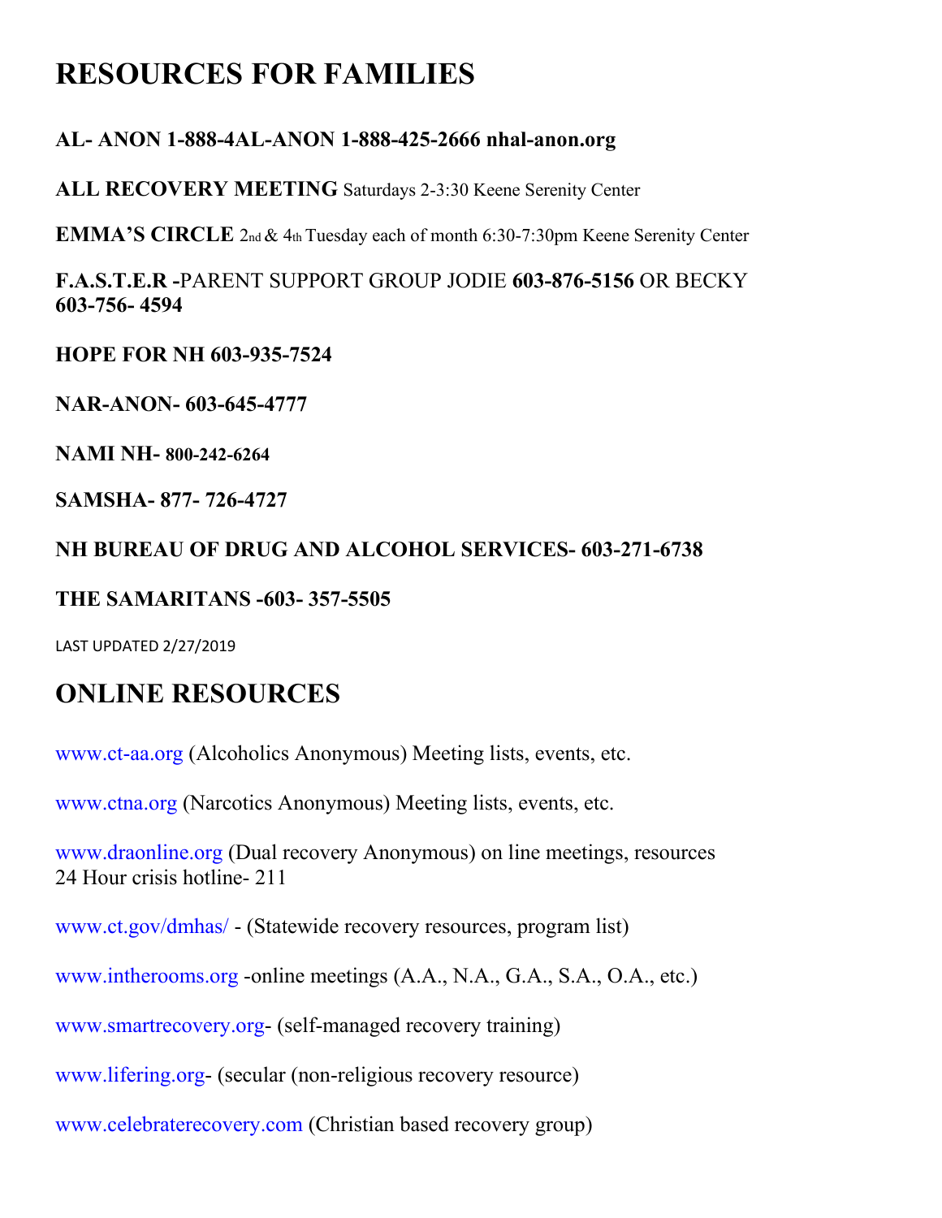# RESOURCES FOR FAMILIES

**AL- ANON 1-888-4AL-ANON 1-888-425-2666 nhal-anon.org**

**ALL RECOVERY MEETING** Saturdays 2-3:30 Keene Serenity Center

**EMMA'S CIRCLE** 2nd & 4th Tuesday each of month 6:30-7:30pm Keene Serenity Center

**F.A.S.T.E.R -**PARENT SUPPORT GROUP JODIE **603-876-5156** OR BECKY **603-756- 4594**

**HOPE FOR NH 603-935-7524**

**NAR-ANON- 603-645-4777**

**NAMI NH- 800-242-6264**

**SAMSHA- 877- 726-4727**

**NH BUREAU OF DRUG AND ALCOHOL SERVICES- 603-271-6738**

**THE SAMARITANS -603- 357-5505**

LAST UPDATED 2/27/2019

# ONLINE RESOURCES

www.ct-aa.org (Alcoholics Anonymous) Meeting lists, events, etc.

www.ctna.org (Narcotics Anonymous) Meeting lists, events, etc.

www.draonline.org (Dual recovery Anonymous) on line meetings, resources
24 Hour crisis hotline- 211

www.ct.gov/dmhas/ - (Statewide recovery resources, program list)

www.intherooms.org -online meetings (A.A., N.A., G.A., S.A., O.A., etc.)

www.smartrecovery.org- (self-managed recovery training)

www.lifering.org- (secular (non-religious recovery resource)

www.celebraterecovery.com (Christian based recovery group)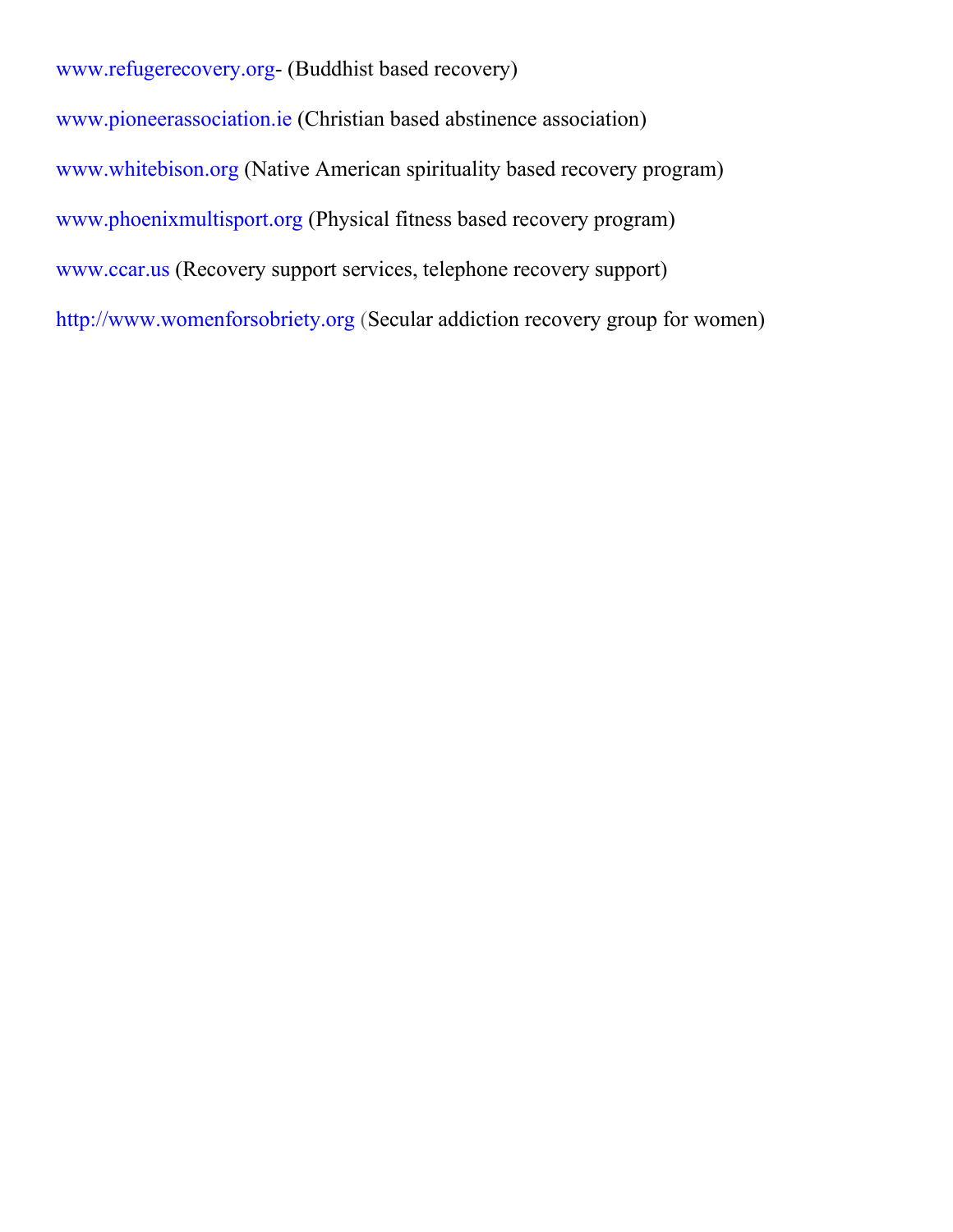www.refugerecovery.org- (Buddhist based recovery)

www.pioneerassociation.ie (Christian based abstinence association)

www.whitebison.org (Native American spirituality based recovery program)

www.phoenixmultisport.org (Physical fitness based recovery program)

www.ccar.us (Recovery support services, telephone recovery support)

http://www.womenforsobriety.org (Secular addiction recovery group for women)